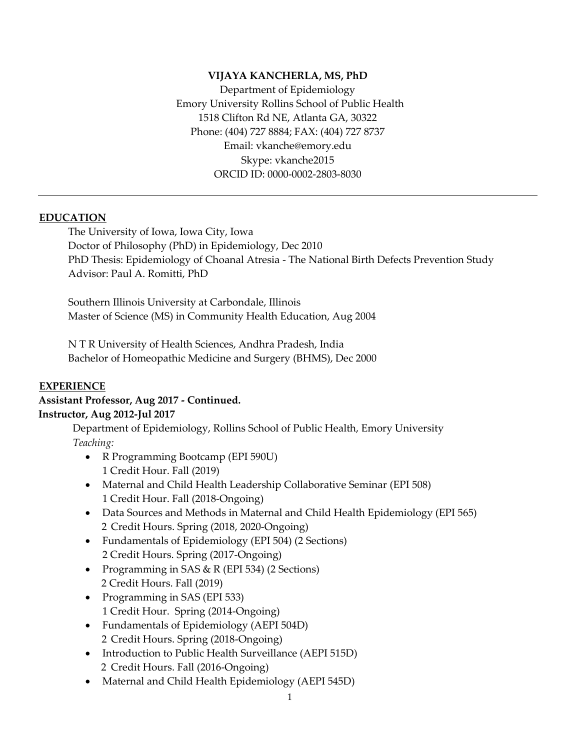**VIJAYA KANCHERLA, MS, PhD**

Department of Epidemiology
Emory University Rollins School of Public Health
1518 Clifton Rd NE, Atlanta GA, 30322
Phone: (404) 727 8884; FAX: (404) 727 8737
Email: vkanche@emory.edu
Skype: vkanche2015
ORCID ID: 0000-0002-2803-8030

---

## EDUCATION

The University of Iowa, Iowa City, Iowa
Doctor of Philosophy (PhD) in Epidemiology, Dec 2010
PhD Thesis: Epidemiology of Choanal Atresia - The National Birth Defects Prevention Study
Advisor: Paul A. Romitti, PhD

Southern Illinois University at Carbondale, Illinois
Master of Science (MS) in Community Health Education, Aug 2004

N T R University of Health Sciences, Andhra Pradesh, India
Bachelor of Homeopathic Medicine and Surgery (BHMS), Dec 2000

## EXPERIENCE

**Assistant Professor, Aug 2017 - Continued.**
**Instructor, Aug 2012-Jul 2017**

Department of Epidemiology, Rollins School of Public Health, Emory University
*Teaching:*

- R Programming Bootcamp (EPI 590U)
  1 Credit Hour. Fall (2019)
- Maternal and Child Health Leadership Collaborative Seminar (EPI 508)
  1 Credit Hour. Fall (2018-Ongoing)
- Data Sources and Methods in Maternal and Child Health Epidemiology (EPI 565)
  2 Credit Hours. Spring (2018, 2020-Ongoing)
- Fundamentals of Epidemiology (EPI 504) (2 Sections)
  2 Credit Hours. Spring (2017-Ongoing)
- Programming in SAS & R (EPI 534) (2 Sections)
  2 Credit Hours. Fall (2019)
- Programming in SAS (EPI 533)
  1 Credit Hour. Spring (2014-Ongoing)
- Fundamentals of Epidemiology (AEPI 504D)
  2 Credit Hours. Spring (2018-Ongoing)
- Introduction to Public Health Surveillance (AEPI 515D)
  2 Credit Hours. Fall (2016-Ongoing)
- Maternal and Child Health Epidemiology (AEPI 545D)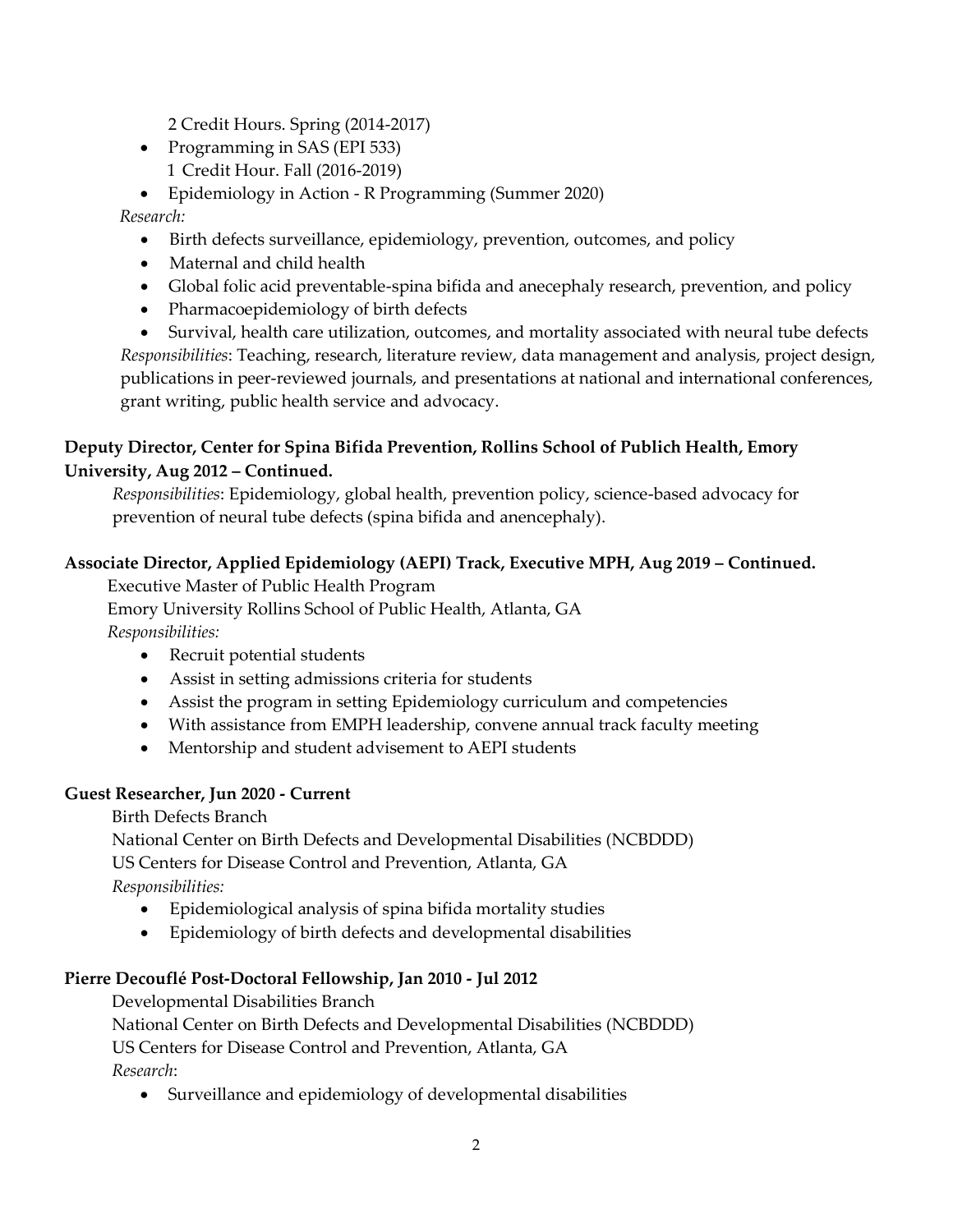2 Credit Hours. Spring (2014-2017)

- Programming in SAS (EPI 533)
  1 Credit Hour. Fall (2016-2019)
- Epidemiology in Action - R Programming (Summer 2020)

*Research:*

- Birth defects surveillance, epidemiology, prevention, outcomes, and policy
- Maternal and child health
- Global folic acid preventable-spina bifida and anecephaly research, prevention, and policy
- Pharmacoepidemiology of birth defects
- Survival, health care utilization, outcomes, and mortality associated with neural tube defects

*Responsibilities*: Teaching, research, literature review, data management and analysis, project design, publications in peer-reviewed journals, and presentations at national and international conferences, grant writing, public health service and advocacy.

**Deputy Director, Center for Spina Bifida Prevention, Rollins School of Publich Health, Emory University, Aug 2012 – Continued.**

*Responsibilities*: Epidemiology, global health, prevention policy, science-based advocacy for prevention of neural tube defects (spina bifida and anencephaly).

**Associate Director, Applied Epidemiology (AEPI) Track, Executive MPH, Aug 2019 – Continued.**

Executive Master of Public Health Program
Emory University Rollins School of Public Health, Atlanta, GA

*Responsibilities:*

- Recruit potential students
- Assist in setting admissions criteria for students
- Assist the program in setting Epidemiology curriculum and competencies
- With assistance from EMPH leadership, convene annual track faculty meeting
- Mentorship and student advisement to AEPI students

**Guest Researcher, Jun 2020 - Current**

Birth Defects Branch
National Center on Birth Defects and Developmental Disabilities (NCBDDD)
US Centers for Disease Control and Prevention, Atlanta, GA

*Responsibilities:*

- Epidemiological analysis of spina bifida mortality studies
- Epidemiology of birth defects and developmental disabilities

**Pierre Decouflé Post-Doctoral Fellowship, Jan 2010 - Jul 2012**

Developmental Disabilities Branch
National Center on Birth Defects and Developmental Disabilities (NCBDDD)
US Centers for Disease Control and Prevention, Atlanta, GA

*Research*:

- Surveillance and epidemiology of developmental disabilities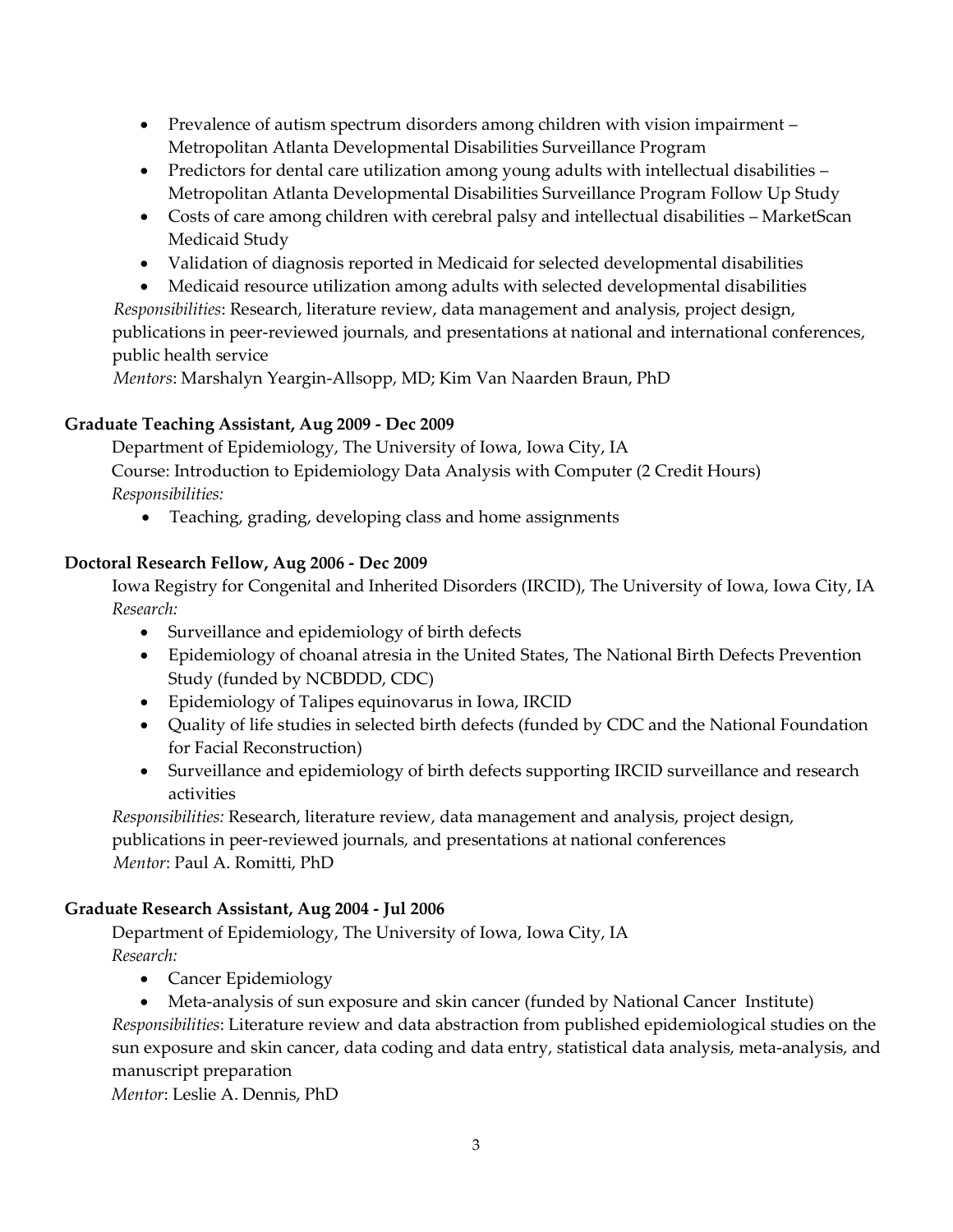- Prevalence of autism spectrum disorders among children with vision impairment – Metropolitan Atlanta Developmental Disabilities Surveillance Program
- Predictors for dental care utilization among young adults with intellectual disabilities – Metropolitan Atlanta Developmental Disabilities Surveillance Program Follow Up Study
- Costs of care among children with cerebral palsy and intellectual disabilities – MarketScan Medicaid Study
- Validation of diagnosis reported in Medicaid for selected developmental disabilities
- Medicaid resource utilization among adults with selected developmental disabilities

*Responsibilities*: Research, literature review, data management and analysis, project design, publications in peer-reviewed journals, and presentations at national and international conferences, public health service

*Mentors*: Marshalyn Yeargin-Allsopp, MD; Kim Van Naarden Braun, PhD

**Graduate Teaching Assistant, Aug 2009 - Dec 2009**

Department of Epidemiology, The University of Iowa, Iowa City, IA

Course: Introduction to Epidemiology Data Analysis with Computer (2 Credit Hours)

*Responsibilities:*

- Teaching, grading, developing class and home assignments

**Doctoral Research Fellow, Aug 2006 - Dec 2009**

Iowa Registry for Congenital and Inherited Disorders (IRCID), The University of Iowa, Iowa City, IA

*Research:*

- Surveillance and epidemiology of birth defects
- Epidemiology of choanal atresia in the United States, The National Birth Defects Prevention Study (funded by NCBDDD, CDC)
- Epidemiology of Talipes equinovarus in Iowa, IRCID
- Quality of life studies in selected birth defects (funded by CDC and the National Foundation for Facial Reconstruction)
- Surveillance and epidemiology of birth defects supporting IRCID surveillance and research activities

*Responsibilities:* Research, literature review, data management and analysis, project design, publications in peer-reviewed journals, and presentations at national conferences

*Mentor*: Paul A. Romitti, PhD

**Graduate Research Assistant, Aug 2004 - Jul 2006**

Department of Epidemiology, The University of Iowa, Iowa City, IA

*Research:*

- Cancer Epidemiology
- Meta-analysis of sun exposure and skin cancer (funded by National Cancer Institute)

*Responsibilities*: Literature review and data abstraction from published epidemiological studies on the sun exposure and skin cancer, data coding and data entry, statistical data analysis, meta-analysis, and manuscript preparation

*Mentor*: Leslie A. Dennis, PhD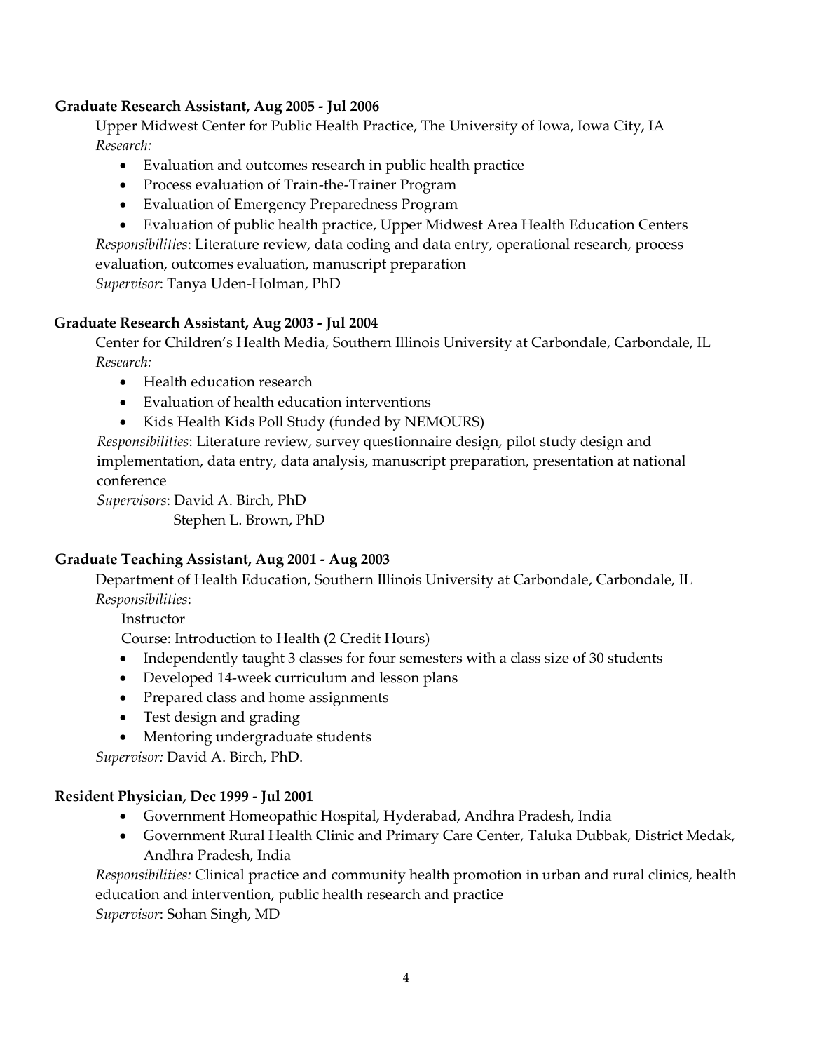**Graduate Research Assistant, Aug 2005 - Jul 2006**

Upper Midwest Center for Public Health Practice, The University of Iowa, Iowa City, IA

*Research:*

- Evaluation and outcomes research in public health practice
- Process evaluation of Train-the-Trainer Program
- Evaluation of Emergency Preparedness Program
- Evaluation of public health practice, Upper Midwest Area Health Education Centers

*Responsibilities*: Literature review, data coding and data entry, operational research, process evaluation, outcomes evaluation, manuscript preparation

*Supervisor*: Tanya Uden-Holman, PhD

**Graduate Research Assistant, Aug 2003 - Jul 2004**

Center for Children's Health Media, Southern Illinois University at Carbondale, Carbondale, IL

*Research:*

- Health education research
- Evaluation of health education interventions
- Kids Health Kids Poll Study (funded by NEMOURS)

*Responsibilities*: Literature review, survey questionnaire design, pilot study design and implementation, data entry, data analysis, manuscript preparation, presentation at national conference

*Supervisors*: David A. Birch, PhD
Stephen L. Brown, PhD

**Graduate Teaching Assistant, Aug 2001 - Aug 2003**

Department of Health Education, Southern Illinois University at Carbondale, Carbondale, IL

*Responsibilities*:

Instructor

Course: Introduction to Health (2 Credit Hours)

- Independently taught 3 classes for four semesters with a class size of 30 students
- Developed 14-week curriculum and lesson plans
- Prepared class and home assignments
- Test design and grading
- Mentoring undergraduate students

*Supervisor:* David A. Birch, PhD.

**Resident Physician, Dec 1999 - Jul 2001**

- Government Homeopathic Hospital, Hyderabad, Andhra Pradesh, India
- Government Rural Health Clinic and Primary Care Center, Taluka Dubbak, District Medak, Andhra Pradesh, India

*Responsibilities:* Clinical practice and community health promotion in urban and rural clinics, health education and intervention, public health research and practice

*Supervisor*: Sohan Singh, MD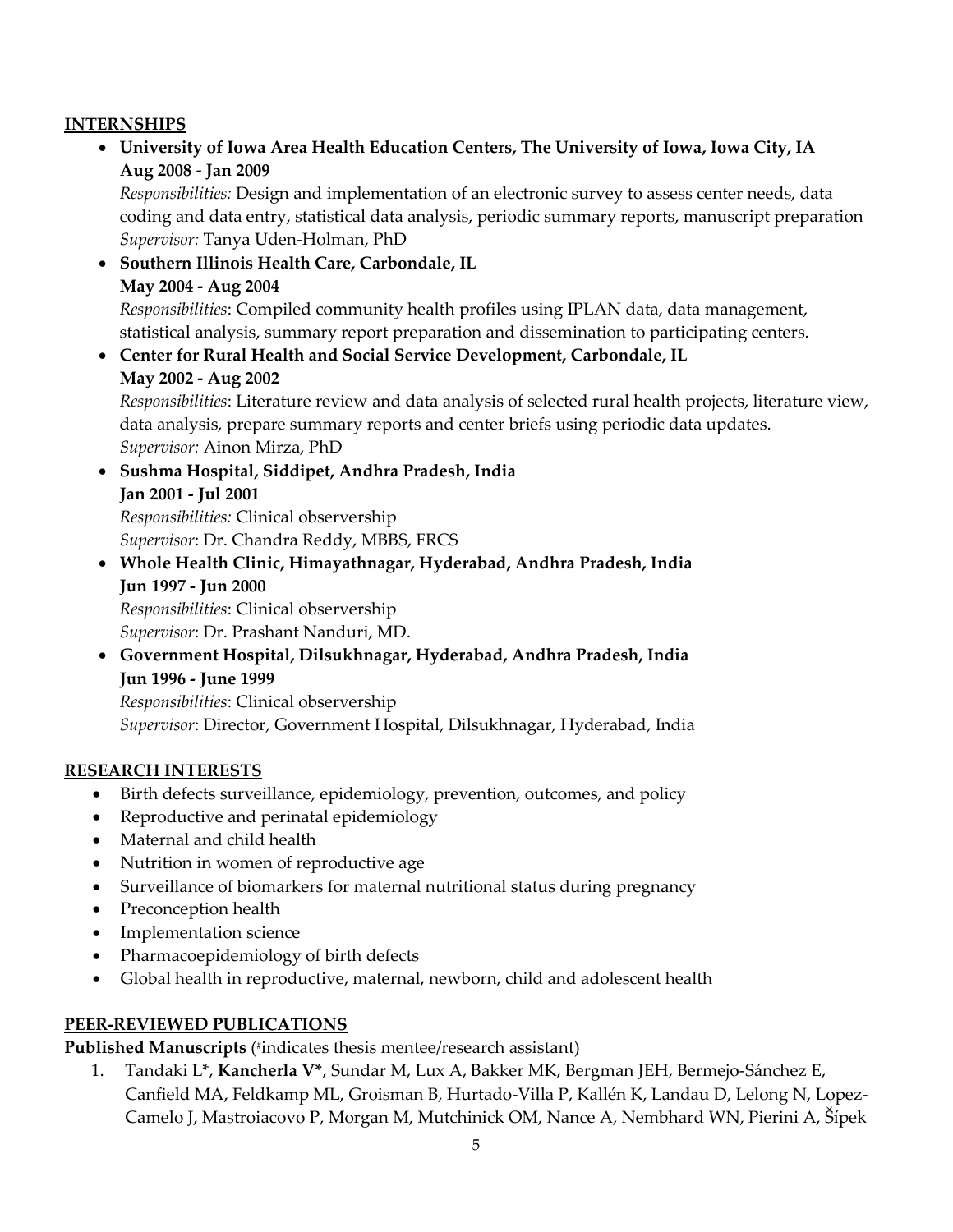## INTERNSHIPS

- **University of Iowa Area Health Education Centers, The University of Iowa, Iowa City, IA**
  **Aug 2008 - Jan 2009**
  *Responsibilities:* Design and implementation of an electronic survey to assess center needs, data coding and data entry, statistical data analysis, periodic summary reports, manuscript preparation
  *Supervisor:* Tanya Uden-Holman, PhD
- **Southern Illinois Health Care, Carbondale, IL**
  **May 2004 - Aug 2004**
  *Responsibilities*: Compiled community health profiles using IPLAN data, data management, statistical analysis, summary report preparation and dissemination to participating centers.
- **Center for Rural Health and Social Service Development, Carbondale, IL**
  **May 2002 - Aug 2002**
  *Responsibilities*: Literature review and data analysis of selected rural health projects, literature view, data analysis, prepare summary reports and center briefs using periodic data updates.
  *Supervisor:* Ainon Mirza, PhD
- **Sushma Hospital, Siddipet, Andhra Pradesh, India**
  **Jan 2001 - Jul 2001**
  *Responsibilities:* Clinical observership
  *Supervisor*: Dr. Chandra Reddy, MBBS, FRCS
- **Whole Health Clinic, Himayathnagar, Hyderabad, Andhra Pradesh, India**
  **Jun 1997 - Jun 2000**
  *Responsibilities*: Clinical observership
  *Supervisor*: Dr. Prashant Nanduri, MD.
- **Government Hospital, Dilsukhnagar, Hyderabad, Andhra Pradesh, India**
  **Jun 1996 - June 1999**
  *Responsibilities*: Clinical observership
  *Supervisor*: Director, Government Hospital, Dilsukhnagar, Hyderabad, India

## RESEARCH INTERESTS

- Birth defects surveillance, epidemiology, prevention, outcomes, and policy
- Reproductive and perinatal epidemiology
- Maternal and child health
- Nutrition in women of reproductive age
- Surveillance of biomarkers for maternal nutritional status during pregnancy
- Preconception health
- Implementation science
- Pharmacoepidemiology of birth defects
- Global health in reproductive, maternal, newborn, child and adolescent health

## PEER-REVIEWED PUBLICATIONS

**Published Manuscripts** ([#]indicates thesis mentee/research assistant)

1. Tandaki L*, **Kancherla V***, Sundar M, Lux A, Bakker MK, Bergman JEH, Bermejo-Sánchez E, Canfield MA, Feldkamp ML, Groisman B, Hurtado-Villa P, Kallén K, Landau D, Lelong N, Lopez-Camelo J, Mastroiacovo P, Morgan M, Mutchinick OM, Nance A, Nembhard WN, Pierini A, Šípek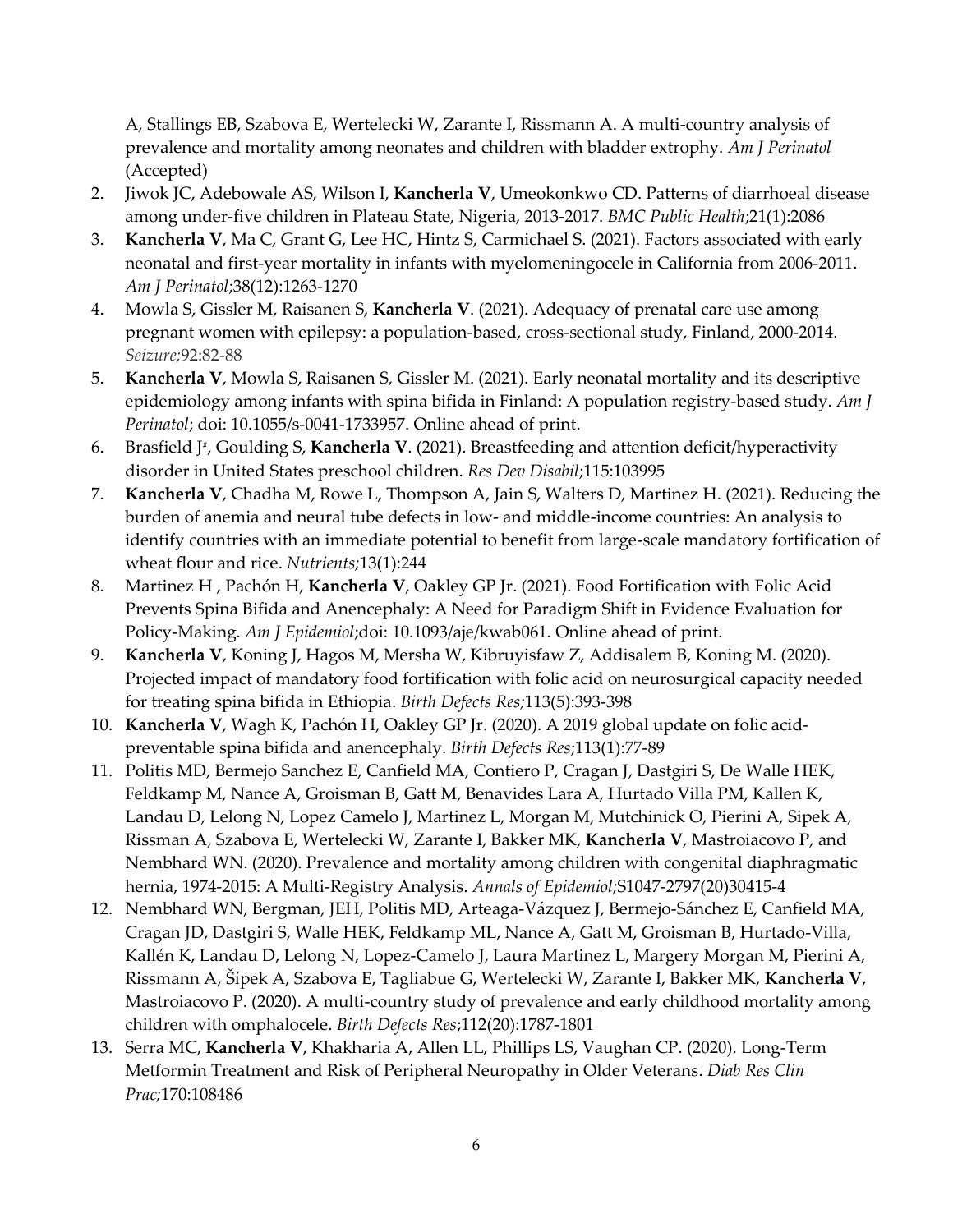A, Stallings EB, Szabova E, Wertelecki W, Zarante I, Rissmann A. A multi-country analysis of prevalence and mortality among neonates and children with bladder extrophy. *Am J Perinatol* (Accepted)

2. Jiwok JC, Adebowale AS, Wilson I, **Kancherla V**, Umeokonkwo CD. Patterns of diarrhoeal disease among under-five children in Plateau State, Nigeria, 2013-2017. *BMC Public Health*;21(1):2086
3. **Kancherla V**, Ma C, Grant G, Lee HC, Hintz S, Carmichael S. (2021). Factors associated with early neonatal and first-year mortality in infants with myelomeningocele in California from 2006-2011. *Am J Perinatol*;38(12):1263-1270
4. Mowla S, Gissler M, Raisanen S, **Kancherla V**. (2021). Adequacy of prenatal care use among pregnant women with epilepsy: a population-based, cross-sectional study, Finland, 2000-2014. *Seizure;*92:82-88
5. **Kancherla V**, Mowla S, Raisanen S, Gissler M. (2021). Early neonatal mortality and its descriptive epidemiology among infants with spina bifida in Finland: A population registry-based study. *Am J Perinatol*; doi: 10.1055/s-0041-1733957. Online ahead of print.
6. Brasfield J[#], Goulding S, **Kancherla V**. (2021). Breastfeeding and attention deficit/hyperactivity disorder in United States preschool children. *Res Dev Disabil*;115:103995
7. **Kancherla V**, Chadha M, Rowe L, Thompson A, Jain S, Walters D, Martinez H. (2021). Reducing the burden of anemia and neural tube defects in low- and middle-income countries: An analysis to identify countries with an immediate potential to benefit from large-scale mandatory fortification of wheat flour and rice. *Nutrients;*13(1):244
8. Martinez H , Pachón H, **Kancherla V**, Oakley GP Jr. (2021). Food Fortification with Folic Acid Prevents Spina Bifida and Anencephaly: A Need for Paradigm Shift in Evidence Evaluation for Policy-Making. *Am J Epidemiol*;doi: 10.1093/aje/kwab061. Online ahead of print.
9. **Kancherla V**, Koning J, Hagos M, Mersha W, Kibruyisfaw Z, Addisalem B, Koning M. (2020). Projected impact of mandatory food fortification with folic acid on neurosurgical capacity needed for treating spina bifida in Ethiopia. *Birth Defects Res;*113(5):393-398
10. **Kancherla V**, Wagh K, Pachón H, Oakley GP Jr. (2020). A 2019 global update on folic acid-preventable spina bifida and anencephaly. *Birth Defects Res*;113(1):77-89
11. Politis MD, Bermejo Sanchez E, Canfield MA, Contiero P, Cragan J, Dastgiri S, De Walle HEK, Feldkamp M, Nance A, Groisman B, Gatt M, Benavides Lara A, Hurtado Villa PM, Kallen K, Landau D, Lelong N, Lopez Camelo J, Martinez L, Morgan M, Mutchinick O, Pierini A, Sipek A, Rissman A, Szabova E, Wertelecki W, Zarante I, Bakker MK, **Kancherla V**, Mastroiacovo P, and Nembhard WN. (2020). Prevalence and mortality among children with congenital diaphragmatic hernia, 1974-2015: A Multi-Registry Analysis. *Annals of Epidemiol;*S1047-2797(20)30415-4
12. Nembhard WN, Bergman, JEH, Politis MD, Arteaga-Vázquez J, Bermejo-Sánchez E, Canfield MA, Cragan JD, Dastgiri S, Walle HEK, Feldkamp ML, Nance A, Gatt M, Groisman B, Hurtado-Villa, Kallén K, Landau D, Lelong N, Lopez-Camelo J, Laura Martinez L, Margery Morgan M, Pierini A, Rissmann A, Šípek A, Szabova E, Tagliabue G, Wertelecki W, Zarante I, Bakker MK, **Kancherla V**, Mastroiacovo P. (2020). A multi-country study of prevalence and early childhood mortality among children with omphalocele. *Birth Defects Res*;112(20):1787-1801
13. Serra MC, **Kancherla V**, Khakharia A, Allen LL, Phillips LS, Vaughan CP. (2020). Long-Term Metformin Treatment and Risk of Peripheral Neuropathy in Older Veterans. *Diab Res Clin Prac;*170:108486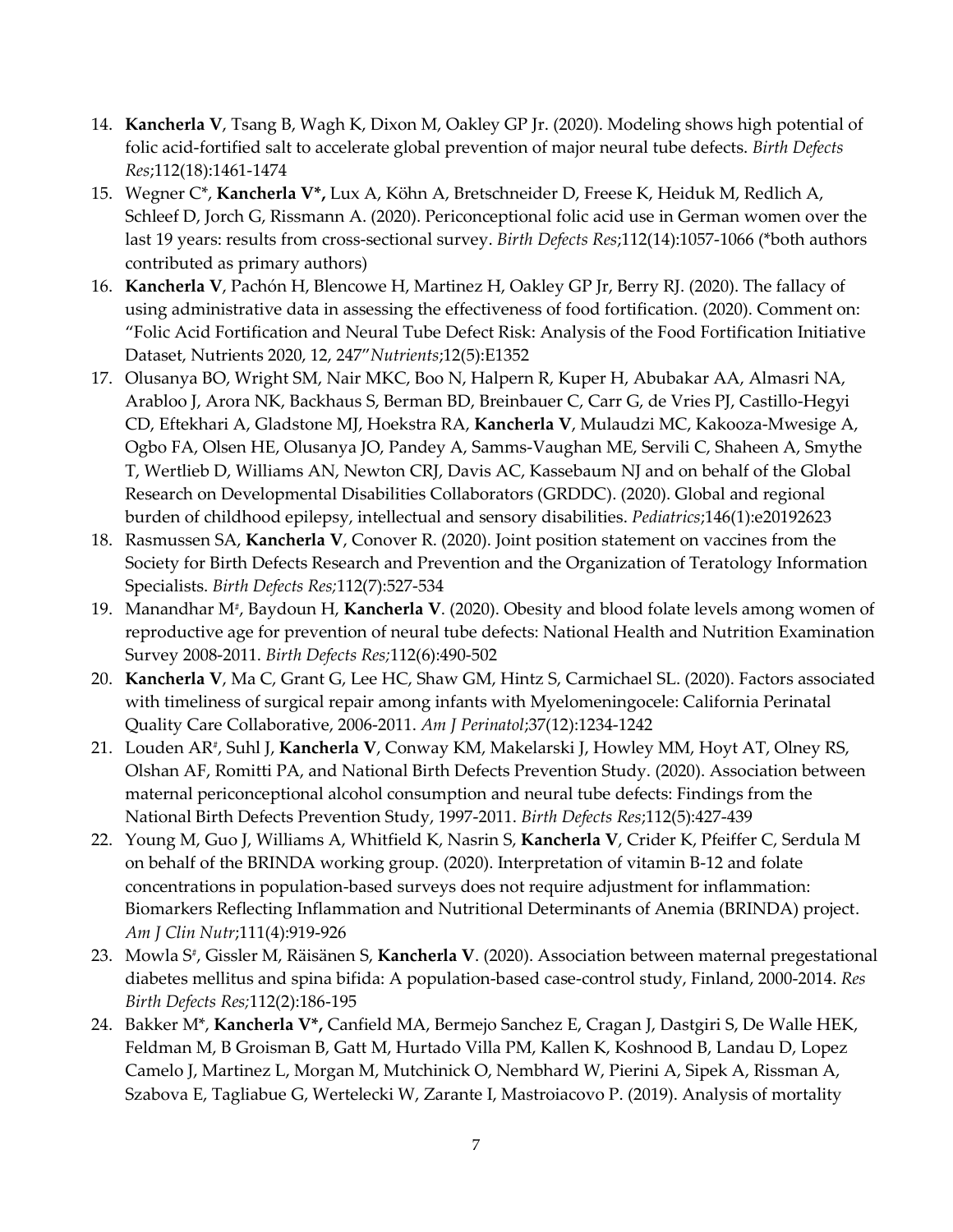14. **Kancherla V**, Tsang B, Wagh K, Dixon M, Oakley GP Jr. (2020). Modeling shows high potential of folic acid-fortified salt to accelerate global prevention of major neural tube defects. *Birth Defects Res*;112(18):1461-1474
15. Wegner C*, **Kancherla V*,** Lux A, Köhn A, Bretschneider D, Freese K, Heiduk M, Redlich A, Schleef D, Jorch G, Rissmann A. (2020). Periconceptional folic acid use in German women over the last 19 years: results from cross-sectional survey. *Birth Defects Res*;112(14):1057-1066 (*both authors contributed as primary authors)
16. **Kancherla V**, Pachón H, Blencowe H, Martinez H, Oakley GP Jr, Berry RJ. (2020). The fallacy of using administrative data in assessing the effectiveness of food fortification. (2020). Comment on: "Folic Acid Fortification and Neural Tube Defect Risk: Analysis of the Food Fortification Initiative Dataset, Nutrients 2020, 12, 247"*Nutrients*;12(5):E1352
17. Olusanya BO, Wright SM, Nair MKC, Boo N, Halpern R, Kuper H, Abubakar AA, Almasri NA, Arabloo J, Arora NK, Backhaus S, Berman BD, Breinbauer C, Carr G, de Vries PJ, Castillo-Hegyi CD, Eftekhari A, Gladstone MJ, Hoekstra RA, **Kancherla V**, Mulaudzi MC, Kakooza-Mwesige A, Ogbo FA, Olsen HE, Olusanya JO, Pandey A, Samms-Vaughan ME, Servili C, Shaheen A, Smythe T, Wertlieb D, Williams AN, Newton CRJ, Davis AC, Kassebaum NJ and on behalf of the Global Research on Developmental Disabilities Collaborators (GRDDC). (2020). Global and regional burden of childhood epilepsy, intellectual and sensory disabilities. *Pediatrics*;146(1):e20192623
18. Rasmussen SA, **Kancherla V**, Conover R. (2020). Joint position statement on vaccines from the Society for Birth Defects Research and Prevention and the Organization of Teratology Information Specialists. *Birth Defects Res;*112(7):527-534
19. Manandhar M#, Baydoun H, **Kancherla V**. (2020). Obesity and blood folate levels among women of reproductive age for prevention of neural tube defects: National Health and Nutrition Examination Survey 2008-2011. *Birth Defects Res;*112(6):490-502
20. **Kancherla V**, Ma C, Grant G, Lee HC, Shaw GM, Hintz S, Carmichael SL. (2020). Factors associated with timeliness of surgical repair among infants with Myelomeningocele: California Perinatal Quality Care Collaborative, 2006-2011. *Am J Perinatol*;37(12):1234-1242
21. Louden AR#, Suhl J, **Kancherla V**, Conway KM, Makelarski J, Howley MM, Hoyt AT, Olney RS, Olshan AF, Romitti PA, and National Birth Defects Prevention Study. (2020). Association between maternal periconceptional alcohol consumption and neural tube defects: Findings from the National Birth Defects Prevention Study, 1997-2011. *Birth Defects Res*;112(5):427-439
22. Young M, Guo J, Williams A, Whitfield K, Nasrin S, **Kancherla V**, Crider K, Pfeiffer C, Serdula M on behalf of the BRINDA working group. (2020). Interpretation of vitamin B-12 and folate concentrations in population-based surveys does not require adjustment for inflammation: Biomarkers Reflecting Inflammation and Nutritional Determinants of Anemia (BRINDA) project. *Am J Clin Nutr*;111(4):919-926
23. Mowla S#, Gissler M, Räisänen S, **Kancherla V**. (2020). Association between maternal pregestational diabetes mellitus and spina bifida: A population-based case-control study, Finland, 2000-2014. *Res Birth Defects Res;*112(2):186-195
24. Bakker M*, **Kancherla V*,** Canfield MA, Bermejo Sanchez E, Cragan J, Dastgiri S, De Walle HEK, Feldman M, B Groisman B, Gatt M, Hurtado Villa PM, Kallen K, Koshnood B, Landau D, Lopez Camelo J, Martinez L, Morgan M, Mutchinick O, Nembhard W, Pierini A, Sipek A, Rissman A, Szabova E, Tagliabue G, Wertelecki W, Zarante I, Mastroiacovo P. (2019). Analysis of mortality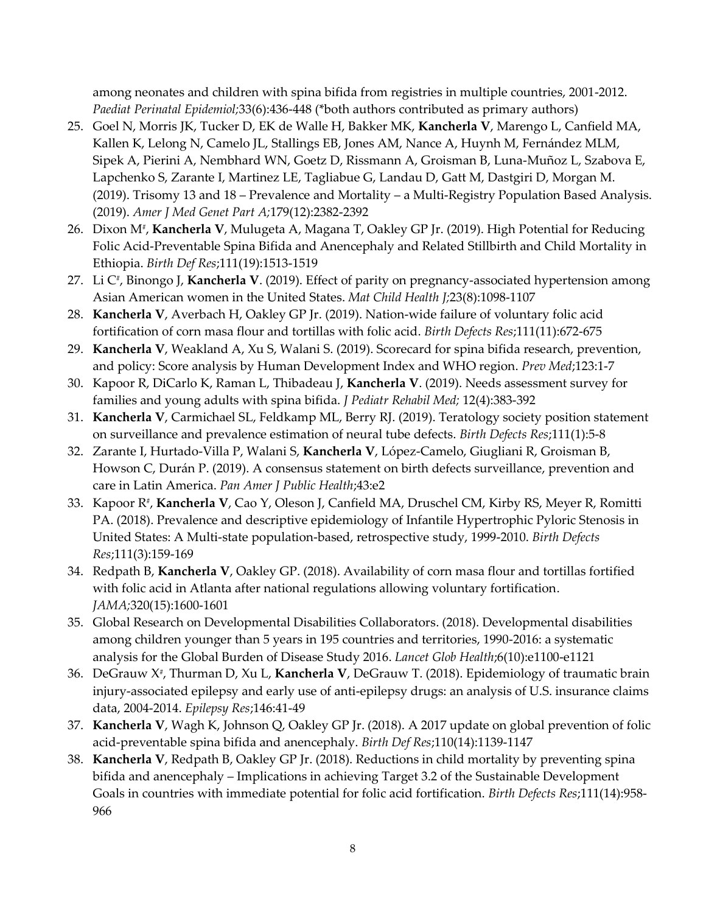among neonates and children with spina bifida from registries in multiple countries, 2001-2012. *Paediat Perinatal Epidemiol;*33(6):436-448 (*both authors contributed as primary authors)

25. Goel N, Morris JK, Tucker D, EK de Walle H, Bakker MK, **Kancherla V**, Marengo L, Canfield MA, Kallen K, Lelong N, Camelo JL, Stallings EB, Jones AM, Nance A, Huynh M, Fernández MLM, Sipek A, Pierini A, Nembhard WN, Goetz D, Rissmann A, Groisman B, Luna-Muñoz L, Szabova E, Lapchenko S, Zarante I, Martinez LE, Tagliabue G, Landau D, Gatt M, Dastgiri D, Morgan M. (2019). Trisomy 13 and 18 – Prevalence and Mortality – a Multi-Registry Population Based Analysis. (2019). *Amer J Med Genet Part A;*179(12):2382-2392
26. Dixon M[#], **Kancherla V**, Mulugeta A, Magana T, Oakley GP Jr. (2019). High Potential for Reducing Folic Acid-Preventable Spina Bifida and Anencephaly and Related Stillbirth and Child Mortality in Ethiopia. *Birth Def Res*;111(19):1513-1519
27. Li C[#], Binongo J, **Kancherla V**. (2019). Effect of parity on pregnancy-associated hypertension among Asian American women in the United States. *Mat Child Health J*;23(8):1098-1107
28. **Kancherla V**, Averbach H, Oakley GP Jr. (2019). Nation-wide failure of voluntary folic acid fortification of corn masa flour and tortillas with folic acid. *Birth Defects Res*;111(11):672-675
29. **Kancherla V**, Weakland A, Xu S, Walani S. (2019). Scorecard for spina bifida research, prevention, and policy: Score analysis by Human Development Index and WHO region. *Prev Med*;123:1-7
30. Kapoor R, DiCarlo K, Raman L, Thibadeau J, **Kancherla V**. (2019). Needs assessment survey for families and young adults with spina bifida. *J Pediatr Rehabil Med;* 12(4):383-392
31. **Kancherla V**, Carmichael SL, Feldkamp ML, Berry RJ. (2019). Teratology society position statement on surveillance and prevalence estimation of neural tube defects. *Birth Defects Res*;111(1):5-8
32. Zarante I, Hurtado-Villa P, Walani S, **Kancherla V**, López-Camelo, Giugliani R, Groisman B, Howson C, Durán P. (2019). A consensus statement on birth defects surveillance, prevention and care in Latin America. *Pan Amer J Public Health*;43:e2
33. Kapoor R[#], **Kancherla V**, Cao Y, Oleson J, Canfield MA, Druschel CM, Kirby RS, Meyer R, Romitti PA. (2018). Prevalence and descriptive epidemiology of Infantile Hypertrophic Pyloric Stenosis in United States: A Multi-state population-based, retrospective study, 1999-2010. *Birth Defects Res*;111(3):159-169
34. Redpath B, **Kancherla V**, Oakley GP. (2018). Availability of corn masa flour and tortillas fortified with folic acid in Atlanta after national regulations allowing voluntary fortification. *JAMA;*320(15):1600-1601
35. Global Research on Developmental Disabilities Collaborators. (2018). Developmental disabilities among children younger than 5 years in 195 countries and territories, 1990-2016: a systematic analysis for the Global Burden of Disease Study 2016. *Lancet Glob Health*;6(10):e1100-e1121
36. DeGrauw X[#], Thurman D, Xu L, **Kancherla V**, DeGrauw T. (2018). Epidemiology of traumatic brain injury-associated epilepsy and early use of anti-epilepsy drugs: an analysis of U.S. insurance claims data, 2004-2014. *Epilepsy Res*;146:41-49
37. **Kancherla V**, Wagh K, Johnson Q, Oakley GP Jr. (2018). A 2017 update on global prevention of folic acid-preventable spina bifida and anencephaly. *Birth Def Res*;110(14):1139-1147
38. **Kancherla V**, Redpath B, Oakley GP Jr. (2018). Reductions in child mortality by preventing spina bifida and anencephaly – Implications in achieving Target 3.2 of the Sustainable Development Goals in countries with immediate potential for folic acid fortification. *Birth Defects Res*;111(14):958-966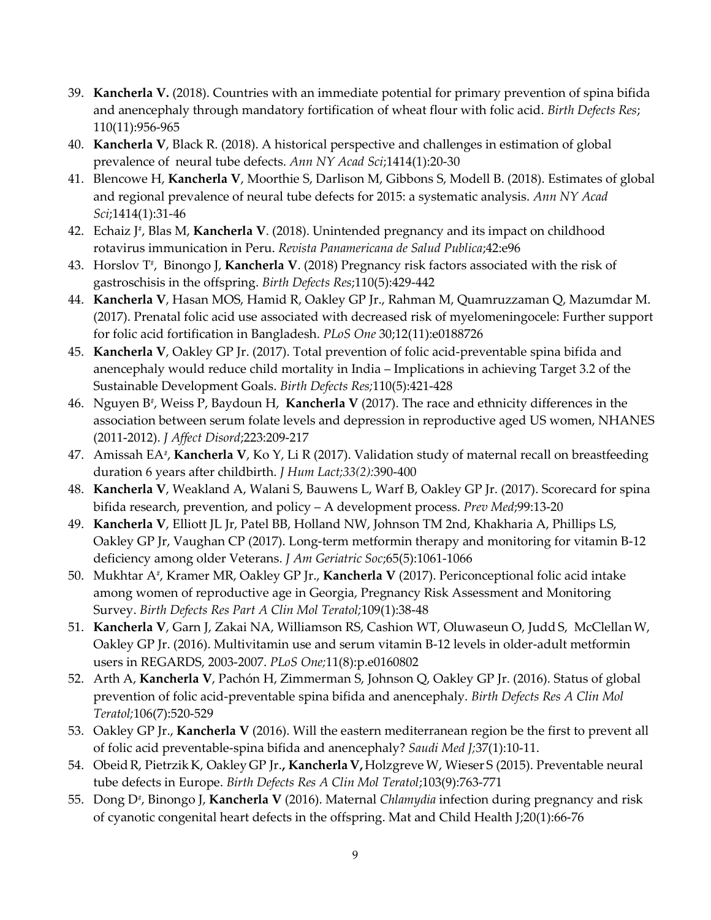39. **Kancherla V.** (2018). Countries with an immediate potential for primary prevention of spina bifida and anencephaly through mandatory fortification of wheat flour with folic acid. *Birth Defects Res*; 110(11):956-965
40. **Kancherla V**, Black R. (2018). A historical perspective and challenges in estimation of global prevalence of neural tube defects. *Ann NY Acad Sci*;1414(1):20-30
41. Blencowe H, **Kancherla V**, Moorthie S, Darlison M, Gibbons S, Modell B. (2018). Estimates of global and regional prevalence of neural tube defects for 2015: a systematic analysis. *Ann NY Acad Sci*;1414(1):31-46
42. Echaiz J[#], Blas M, **Kancherla V**. (2018). Unintended pregnancy and its impact on childhood rotavirus immunication in Peru. *Revista Panamericana de Salud Publica*;42:e96
43. Horslov T[#], Binongo J, **Kancherla V**. (2018) Pregnancy risk factors associated with the risk of gastroschisis in the offspring. *Birth Defects Res*;110(5):429-442
44. **Kancherla V**, Hasan MOS, Hamid R, Oakley GP Jr., Rahman M, Quamruzzaman Q, Mazumdar M. (2017). Prenatal folic acid use associated with decreased risk of myelomeningocele: Further support for folic acid fortification in Bangladesh. *PLoS One* 30;12(11):e0188726
45. **Kancherla V**, Oakley GP Jr. (2017). Total prevention of folic acid-preventable spina bifida and anencephaly would reduce child mortality in India – Implications in achieving Target 3.2 of the Sustainable Development Goals. *Birth Defects Res*;110(5):421-428
46. Nguyen B[#], Weiss P, Baydoun H, **Kancherla V** (2017). The race and ethnicity differences in the association between serum folate levels and depression in reproductive aged US women, NHANES (2011-2012). *J Affect Disord*;223:209-217
47. Amissah EA[#], **Kancherla V**, Ko Y, Li R (2017). Validation study of maternal recall on breastfeeding duration 6 years after childbirth. *J Hum Lact;33(2)*:390-400
48. **Kancherla V**, Weakland A, Walani S, Bauwens L, Warf B, Oakley GP Jr. (2017). Scorecard for spina bifida research, prevention, and policy – A development process. *Prev Med*;99:13-20
49. **Kancherla V**, Elliott JL Jr, Patel BB, Holland NW, Johnson TM 2nd, Khakharia A, Phillips LS, Oakley GP Jr, Vaughan CP (2017). Long-term metformin therapy and monitoring for vitamin B-12 deficiency among older Veterans. *J Am Geriatric Soc*;65(5):1061-1066
50. Mukhtar A[#], Kramer MR, Oakley GP Jr., **Kancherla V** (2017). Periconceptional folic acid intake among women of reproductive age in Georgia, Pregnancy Risk Assessment and Monitoring Survey. *Birth Defects Res Part A Clin Mol Teratol*;109(1):38-48
51. **Kancherla V**, Garn J, Zakai NA, Williamson RS, Cashion WT, Oluwaseun O, Judd S, McClellan W, Oakley GP Jr. (2016). Multivitamin use and serum vitamin B-12 levels in older-adult metformin users in REGARDS, 2003-2007. *PLoS One*;11(8):p.e0160802
52. Arth A, **Kancherla V**, Pachón H, Zimmerman S, Johnson Q, Oakley GP Jr. (2016). Status of global prevention of folic acid-preventable spina bifida and anencephaly. *Birth Defects Res A Clin Mol Teratol*;106(7):520-529
53. Oakley GP Jr., **Kancherla V** (2016). Will the eastern mediterranean region be the first to prevent all of folic acid preventable-spina bifida and anencephaly? *Saudi Med J*;37(1):10-11.
54. Obeid R, Pietrzik K, Oakley GP Jr., **Kancherla V**, Holzgreve W, Wieser S (2015). Preventable neural tube defects in Europe. *Birth Defects Res A Clin Mol Teratol*;103(9):763-771
55. Dong D[#], Binongo J, **Kancherla V** (2016). Maternal *Chlamydia* infection during pregnancy and risk of cyanotic congenital heart defects in the offspring. Mat and Child Health J;20(1):66-76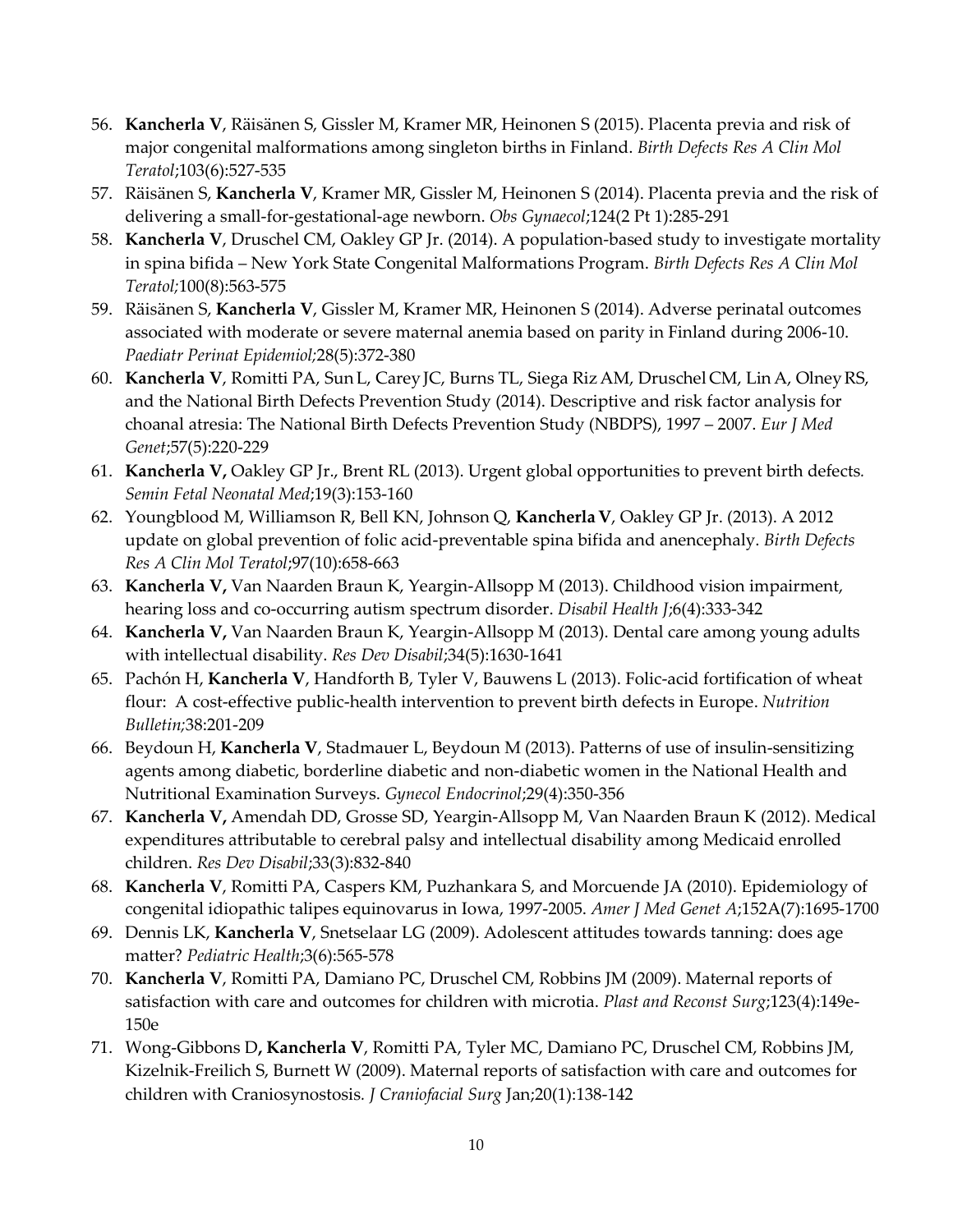56. **Kancherla V**, Räisänen S, Gissler M, Kramer MR, Heinonen S (2015). Placenta previa and risk of major congenital malformations among singleton births in Finland. *Birth Defects Res A Clin Mol Teratol*;103(6):527-535
57. Räisänen S, **Kancherla V**, Kramer MR, Gissler M, Heinonen S (2014). Placenta previa and the risk of delivering a small-for-gestational-age newborn. *Obs Gynaecol*;124(2 Pt 1):285-291
58. **Kancherla V**, Druschel CM, Oakley GP Jr. (2014). A population-based study to investigate mortality in spina bifida – New York State Congenital Malformations Program. *Birth Defects Res A Clin Mol Teratol;*100(8):563-575
59. Räisänen S, **Kancherla V**, Gissler M, Kramer MR, Heinonen S (2014). Adverse perinatal outcomes associated with moderate or severe maternal anemia based on parity in Finland during 2006-10. *Paediatr Perinat Epidemiol*;28(5):372-380
60. **Kancherla V**, Romitti PA, Sun L, Carey JC, Burns TL, Siega Riz AM, Druschel CM, Lin A, Olney RS, and the National Birth Defects Prevention Study (2014). Descriptive and risk factor analysis for choanal atresia: The National Birth Defects Prevention Study (NBDPS), 1997 – 2007. *Eur J Med Genet*;57(5):220-229
61. **Kancherla V,** Oakley GP Jr., Brent RL (2013). Urgent global opportunities to prevent birth defects. *Semin Fetal Neonatal Med*;19(3):153-160
62. Youngblood M, Williamson R, Bell KN, Johnson Q, **Kancherla V**, Oakley GP Jr. (2013). A 2012 update on global prevention of folic acid-preventable spina bifida and anencephaly. *Birth Defects Res A Clin Mol Teratol*;97(10):658-663
63. **Kancherla V,** Van Naarden Braun K, Yeargin-Allsopp M (2013). Childhood vision impairment, hearing loss and co-occurring autism spectrum disorder. *Disabil Health J*;6(4):333-342
64. **Kancherla V,** Van Naarden Braun K, Yeargin-Allsopp M (2013). Dental care among young adults with intellectual disability. *Res Dev Disabil*;34(5):1630-1641
65. Pachón H, **Kancherla V**, Handforth B, Tyler V, Bauwens L (2013). Folic-acid fortification of wheat flour: A cost-effective public-health intervention to prevent birth defects in Europe. *Nutrition Bulletin;*38:201-209
66. Beydoun H, **Kancherla V**, Stadmauer L, Beydoun M (2013). Patterns of use of insulin-sensitizing agents among diabetic, borderline diabetic and non-diabetic women in the National Health and Nutritional Examination Surveys. *Gynecol Endocrinol*;29(4):350-356
67. **Kancherla V,** Amendah DD, Grosse SD, Yeargin-Allsopp M, Van Naarden Braun K (2012). Medical expenditures attributable to cerebral palsy and intellectual disability among Medicaid enrolled children. *Res Dev Disabil;*33(3):832-840
68. **Kancherla V**, Romitti PA, Caspers KM, Puzhankara S, and Morcuende JA (2010). Epidemiology of congenital idiopathic talipes equinovarus in Iowa, 1997-2005. *Amer J Med Genet A*;152A(7):1695-1700
69. Dennis LK, **Kancherla V**, Snetselaar LG (2009). Adolescent attitudes towards tanning: does age matter? *Pediatric Health*;3(6):565-578
70. **Kancherla V**, Romitti PA, Damiano PC, Druschel CM, Robbins JM (2009). Maternal reports of satisfaction with care and outcomes for children with microtia. *Plast and Reconst Surg*;123(4):149e-150e
71. Wong-Gibbons D**, Kancherla V**, Romitti PA, Tyler MC, Damiano PC, Druschel CM, Robbins JM, Kizelnik-Freilich S, Burnett W (2009). Maternal reports of satisfaction with care and outcomes for children with Craniosynostosis. *J Craniofacial Surg* Jan;20(1):138-142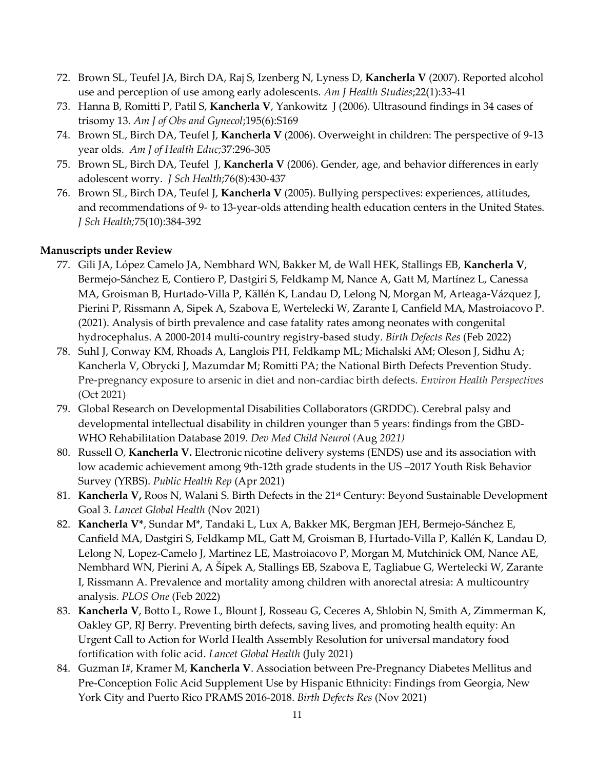72. Brown SL, Teufel JA, Birch DA, Raj S, Izenberg N, Lyness D, **Kancherla V** (2007). Reported alcohol use and perception of use among early adolescents. *Am J Health Studies*;22(1):33-41
73. Hanna B, Romitti P, Patil S, **Kancherla V**, Yankowitz J (2006). Ultrasound findings in 34 cases of trisomy 13. *Am J of Obs and Gynecol*;195(6):S169
74. Brown SL, Birch DA, Teufel J, **Kancherla V** (2006). Overweight in children: The perspective of 9-13 year olds. *Am J of Health Educ*;37:296-305
75. Brown SL, Birch DA, Teufel J, **Kancherla V** (2006). Gender, age, and behavior differences in early adolescent worry. *J Sch Health*;76(8):430-437
76. Brown SL, Birch DA, Teufel J, **Kancherla V** (2005). Bullying perspectives: experiences, attitudes, and recommendations of 9- to 13-year-olds attending health education centers in the United States. *J Sch Health*;75(10):384-392

**Manuscripts under Review**

77. Gili JA, López Camelo JA, Nembhard WN, Bakker M, de Wall HEK, Stallings EB, **Kancherla V**, Bermejo-Sánchez E, Contiero P, Dastgiri S, Feldkamp M, Nance A, Gatt M, Martínez L, Canessa MA, Groisman B, Hurtado-Villa P, Källén K, Landau D, Lelong N, Morgan M, Arteaga-Vázquez J, Pierini P, Rissmann A, Sipek A, Szabova E, Wertelecki W, Zarante I, Canfield MA, Mastroiacovo P. (2021). Analysis of birth prevalence and case fatality rates among neonates with congenital hydrocephalus. A 2000-2014 multi-country registry-based study. *Birth Defects Res* (Feb 2022)
78. Suhl J, Conway KM, Rhoads A, Langlois PH, Feldkamp ML; Michalski AM; Oleson J, Sidhu A; Kancherla V, Obrycki J, Mazumdar M; Romitti PA; the National Birth Defects Prevention Study. Pre-pregnancy exposure to arsenic in diet and non-cardiac birth defects. *Environ Health Perspectives* (Oct 2021)
79. Global Research on Developmental Disabilities Collaborators (GRDDC). Cerebral palsy and developmental intellectual disability in children younger than 5 years: findings from the GBD-WHO Rehabilitation Database 2019. *Dev Med Child Neurol (*Aug *2021)*
80. Russell O, **Kancherla V.** Electronic nicotine delivery systems (ENDS) use and its association with low academic achievement among 9th-12th grade students in the US –2017 Youth Risk Behavior Survey (YRBS). *Public Health Rep* (Apr 2021)
81. **Kancherla V,** Roos N, Walani S. Birth Defects in the 21st Century: Beyond Sustainable Development Goal 3. *Lancet Global Health* (Nov 2021)
82. **Kancherla V***, Sundar M*, Tandaki L, Lux A, Bakker MK, Bergman JEH, Bermejo-Sánchez E, Canfield MA, Dastgiri S, Feldkamp ML, Gatt M, Groisman B, Hurtado-Villa P, Kallén K, Landau D, Lelong N, Lopez-Camelo J, Martinez LE, Mastroiacovo P, Morgan M, Mutchinick OM, Nance AE, Nembhard WN, Pierini A, A Šípek A, Stallings EB, Szabova E, Tagliabue G, Wertelecki W, Zarante I, Rissmann A. Prevalence and mortality among children with anorectal atresia: A multicountry analysis. *PLOS One* (Feb 2022)
83. **Kancherla V**, Botto L, Rowe L, Blount J, Rosseau G, Ceceres A, Shlobin N, Smith A, Zimmerman K, Oakley GP, RJ Berry. Preventing birth defects, saving lives, and promoting health equity: An Urgent Call to Action for World Health Assembly Resolution for universal mandatory food fortification with folic acid. *Lancet Global Health* (July 2021)
84. Guzman I#, Kramer M, **Kancherla V**. Association between Pre-Pregnancy Diabetes Mellitus and Pre-Conception Folic Acid Supplement Use by Hispanic Ethnicity: Findings from Georgia, New York City and Puerto Rico PRAMS 2016-2018. *Birth Defects Res* (Nov 2021)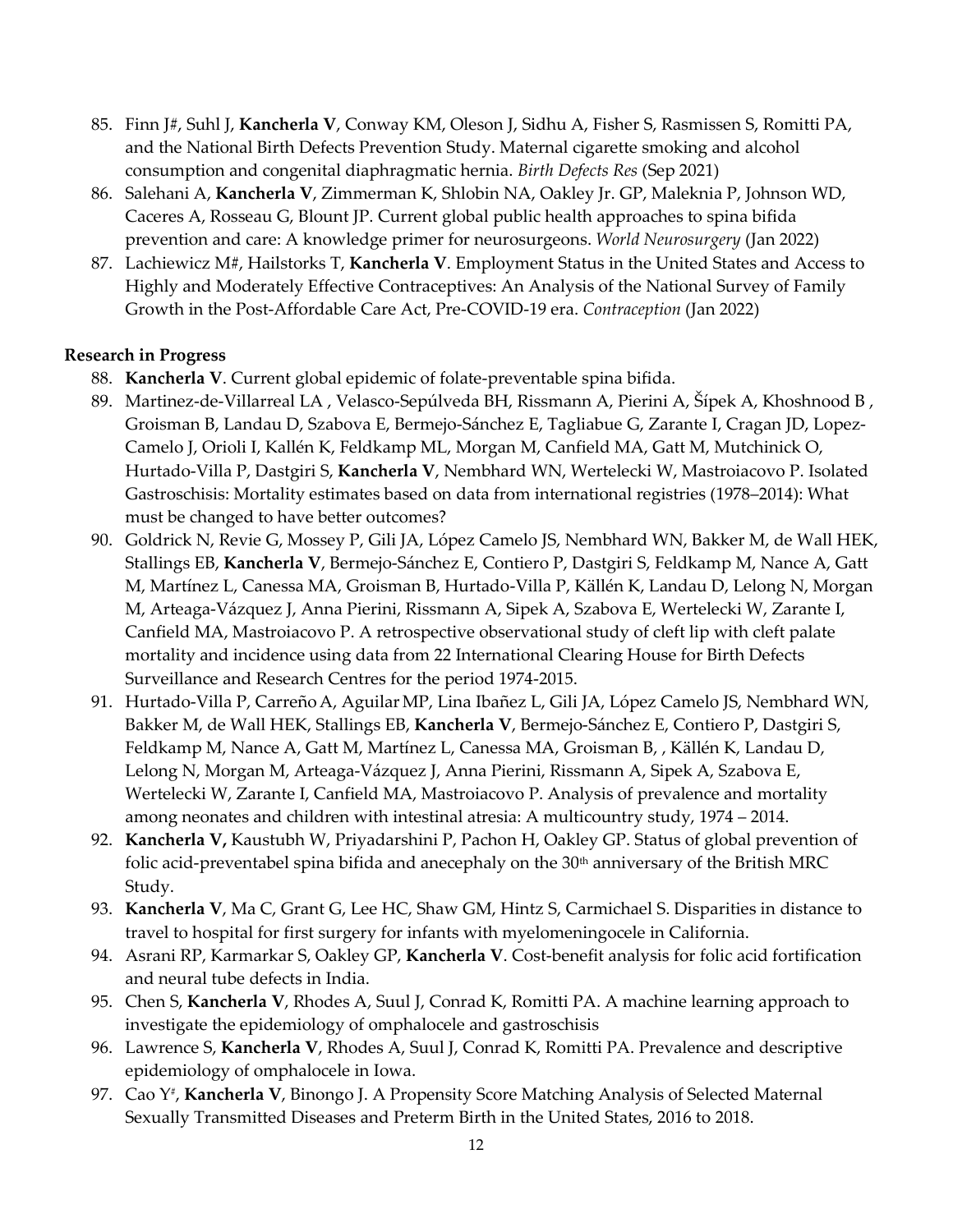85. Finn J#, Suhl J, **Kancherla V**, Conway KM, Oleson J, Sidhu A, Fisher S, Rasmissen S, Romitti PA, and the National Birth Defects Prevention Study. Maternal cigarette smoking and alcohol consumption and congenital diaphragmatic hernia. *Birth Defects Res* (Sep 2021)
86. Salehani A, **Kancherla V**, Zimmerman K, Shlobin NA, Oakley Jr. GP, Maleknia P, Johnson WD, Caceres A, Rosseau G, Blount JP. Current global public health approaches to spina bifida prevention and care: A knowledge primer for neurosurgeons. *World Neurosurgery* (Jan 2022)
87. Lachiewicz M#, Hailstorks T, **Kancherla V**. Employment Status in the United States and Access to Highly and Moderately Effective Contraceptives: An Analysis of the National Survey of Family Growth in the Post-Affordable Care Act, Pre-COVID-19 era. *Contraception* (Jan 2022)

**Research in Progress**

88. **Kancherla V**. Current global epidemic of folate-preventable spina bifida.
89. Martinez-de-Villarreal LA , Velasco-Sepúlveda BH, Rissmann A, Pierini A, Šípek A, Khoshnood B , Groisman B, Landau D, Szabova E, Bermejo-Sánchez E, Tagliabue G, Zarante I, Cragan JD, Lopez-Camelo J, Orioli I, Kallén K, Feldkamp ML, Morgan M, Canfield MA, Gatt M, Mutchinick O, Hurtado-Villa P, Dastgiri S, **Kancherla V**, Nembhard WN, Wertelecki W, Mastroiacovo P. Isolated Gastroschisis: Mortality estimates based on data from international registries (1978–2014): What must be changed to have better outcomes?
90. Goldrick N, Revie G, Mossey P, Gili JA, López Camelo JS, Nembhard WN, Bakker M, de Wall HEK, Stallings EB, **Kancherla V**, Bermejo-Sánchez E, Contiero P, Dastgiri S, Feldkamp M, Nance A, Gatt M, Martínez L, Canessa MA, Groisman B, Hurtado-Villa P, Källén K, Landau D, Lelong N, Morgan M, Arteaga-Vázquez J, Anna Pierini, Rissmann A, Sipek A, Szabova E, Wertelecki W, Zarante I, Canfield MA, Mastroiacovo P. A retrospective observational study of cleft lip with cleft palate mortality and incidence using data from 22 International Clearing House for Birth Defects Surveillance and Research Centres for the period 1974-2015.
91. Hurtado-Villa P, Carreño A, Aguilar MP, Lina Ibañez L, Gili JA, López Camelo JS, Nembhard WN, Bakker M, de Wall HEK, Stallings EB, **Kancherla V**, Bermejo-Sánchez E, Contiero P, Dastgiri S, Feldkamp M, Nance A, Gatt M, Martínez L, Canessa MA, Groisman B, , Källén K, Landau D, Lelong N, Morgan M, Arteaga-Vázquez J, Anna Pierini, Rissmann A, Sipek A, Szabova E, Wertelecki W, Zarante I, Canfield MA, Mastroiacovo P. Analysis of prevalence and mortality among neonates and children with intestinal atresia: A multicountry study, 1974 – 2014.
92. **Kancherla V,** Kaustubh W, Priyadarshini P, Pachon H, Oakley GP. Status of global prevention of folic acid-preventabel spina bifida and anecephaly on the 30th anniversary of the British MRC Study.
93. **Kancherla V**, Ma C, Grant G, Lee HC, Shaw GM, Hintz S, Carmichael S. Disparities in distance to travel to hospital for first surgery for infants with myelomeningocele in California.
94. Asrani RP, Karmarkar S, Oakley GP, **Kancherla V**. Cost-benefit analysis for folic acid fortification and neural tube defects in India.
95. Chen S, **Kancherla V**, Rhodes A, Suul J, Conrad K, Romitti PA. A machine learning approach to investigate the epidemiology of omphalocele and gastroschisis
96. Lawrence S, **Kancherla V**, Rhodes A, Suul J, Conrad K, Romitti PA. Prevalence and descriptive epidemiology of omphalocele in Iowa.
97. Cao Y#, **Kancherla V**, Binongo J. A Propensity Score Matching Analysis of Selected Maternal Sexually Transmitted Diseases and Preterm Birth in the United States, 2016 to 2018.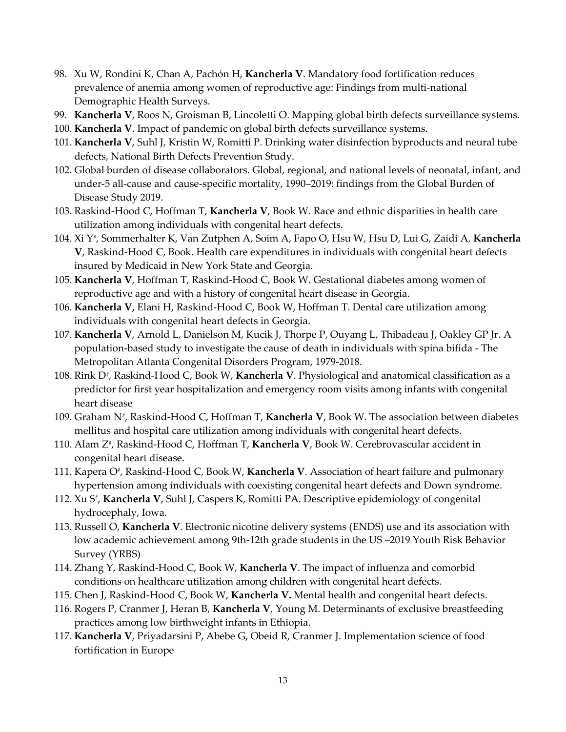98. Xu W, Rondini K, Chan A, Pachón H, **Kancherla V**. Mandatory food fortification reduces prevalence of anemia among women of reproductive age: Findings from multi-national Demographic Health Surveys.
99. **Kancherla V**, Roos N, Groisman B, Lincoletti O. Mapping global birth defects surveillance systems.
100. **Kancherla V**. Impact of pandemic on global birth defects surveillance systems.
101. **Kancherla V**, Suhl J, Kristin W, Romitti P. Drinking water disinfection byproducts and neural tube defects, National Birth Defects Prevention Study.
102. Global burden of disease collaborators. Global, regional, and national levels of neonatal, infant, and under-5 all-cause and cause-specific mortality, 1990–2019: findings from the Global Burden of Disease Study 2019.
103. Raskind-Hood C, Hoffman T, **Kancherla V**, Book W. Race and ethnic disparities in health care utilization among individuals with congenital heart defects.
104. Xi Y[#], Sommerhalter K, Van Zutphen A, Soim A, Fapo O, Hsu W, Hsu D, Lui G, Zaidi A, **Kancherla V**, Raskind-Hood C, Book. Health care expenditures in individuals with congenital heart defects insured by Medicaid in New York State and Georgia.
105. **Kancherla V**, Hoffman T, Raskind-Hood C, Book W. Gestational diabetes among women of reproductive age and with a history of congenital heart disease in Georgia.
106. **Kancherla V,** Elani H, Raskind-Hood C, Book W, Hoffman T. Dental care utilization among individuals with congenital heart defects in Georgia.
107. **Kancherla V**, Arnold L, Danielson M, Kucik J, Thorpe P, Ouyang L, Thibadeau J, Oakley GP Jr. A population-based study to investigate the cause of death in individuals with spina bifida - The Metropolitan Atlanta Congenital Disorders Program, 1979-2018.
108. Rink D[#], Raskind-Hood C, Book W, **Kancherla V**. Physiological and anatomical classification as a predictor for first year hospitalization and emergency room visits among infants with congenital heart disease
109. Graham N[#], Raskind-Hood C, Hoffman T, **Kancherla V**, Book W. The association between diabetes mellitus and hospital care utilization among individuals with congenital heart defects.
110. Alam Z[#], Raskind-Hood C, Hoffman T, **Kancherla V**, Book W. Cerebrovascular accident in congenital heart disease.
111. Kapera O[#], Raskind-Hood C, Book W, **Kancherla V**. Association of heart failure and pulmonary hypertension among individuals with coexisting congenital heart defects and Down syndrome.
112. Xu S[#], **Kancherla V**, Suhl J, Caspers K, Romitti PA. Descriptive epidemiology of congenital hydrocephaly, Iowa.
113. Russell O, **Kancherla V**. Electronic nicotine delivery systems (ENDS) use and its association with low academic achievement among 9th-12th grade students in the US –2019 Youth Risk Behavior Survey (YRBS)
114. Zhang Y, Raskind-Hood C, Book W, **Kancherla V**. The impact of influenza and comorbid conditions on healthcare utilization among children with congenital heart defects.
115. Chen J, Raskind-Hood C, Book W, **Kancherla V.** Mental health and congenital heart defects.
116. Rogers P, Cranmer J, Heran B, **Kancherla V**, Young M. Determinants of exclusive breastfeeding practices among low birthweight infants in Ethiopia.
117. **Kancherla V**, Priyadarsini P, Abebe G, Obeid R, Cranmer J. Implementation science of food fortification in Europe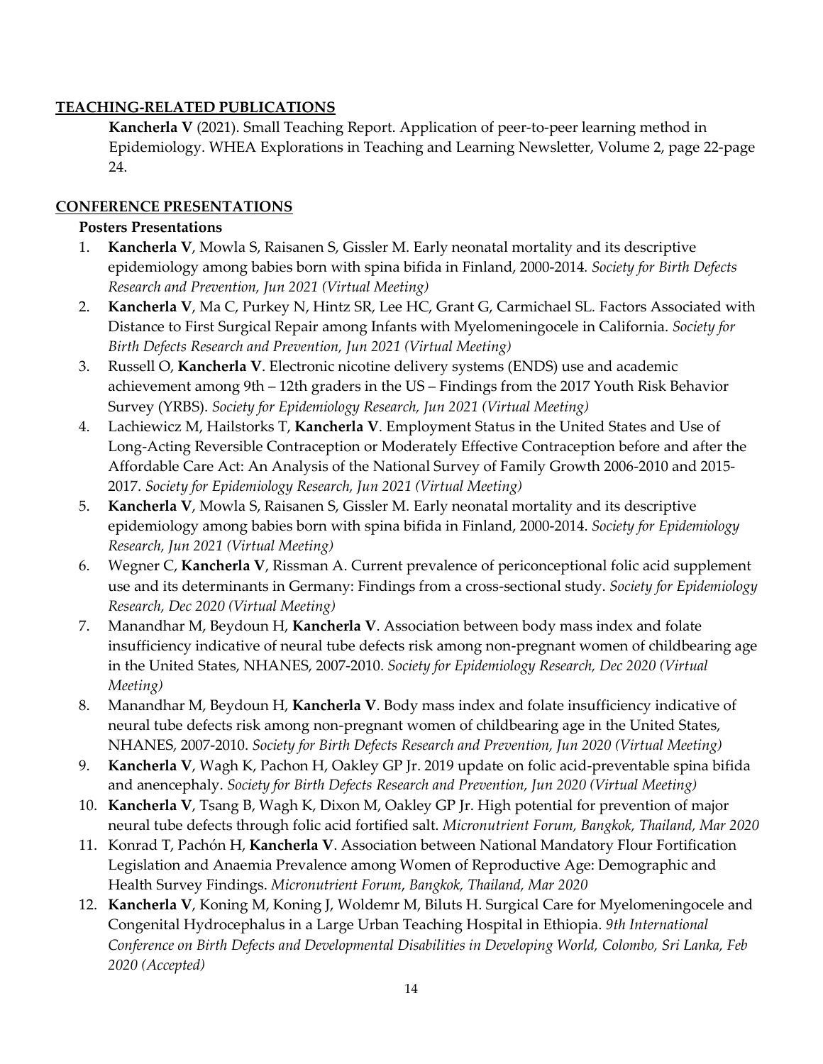## TEACHING-RELATED PUBLICATIONS

**Kancherla V** (2021). Small Teaching Report. Application of peer-to-peer learning method in Epidemiology. WHEA Explorations in Teaching and Learning Newsletter, Volume 2, page 22-page 24.

## CONFERENCE PRESENTATIONS

### Posters Presentations

1. **Kancherla V**, Mowla S, Raisanen S, Gissler M. Early neonatal mortality and its descriptive epidemiology among babies born with spina bifida in Finland, 2000-2014. *Society for Birth Defects Research and Prevention, Jun 2021 (Virtual Meeting)*
2. **Kancherla V**, Ma C, Purkey N, Hintz SR, Lee HC, Grant G, Carmichael SL. Factors Associated with Distance to First Surgical Repair among Infants with Myelomeningocele in California. *Society for Birth Defects Research and Prevention, Jun 2021 (Virtual Meeting)*
3. Russell O, **Kancherla V**. Electronic nicotine delivery systems (ENDS) use and academic achievement among 9th – 12th graders in the US – Findings from the 2017 Youth Risk Behavior Survey (YRBS). *Society for Epidemiology Research, Jun 2021 (Virtual Meeting)*
4. Lachiewicz M, Hailstorks T, **Kancherla V**. Employment Status in the United States and Use of Long-Acting Reversible Contraception or Moderately Effective Contraception before and after the Affordable Care Act: An Analysis of the National Survey of Family Growth 2006-2010 and 2015-2017. *Society for Epidemiology Research, Jun 2021 (Virtual Meeting)*
5. **Kancherla V**, Mowla S, Raisanen S, Gissler M. Early neonatal mortality and its descriptive epidemiology among babies born with spina bifida in Finland, 2000-2014. *Society for Epidemiology Research, Jun 2021 (Virtual Meeting)*
6. Wegner C, **Kancherla V**, Rissman A. Current prevalence of periconceptional folic acid supplement use and its determinants in Germany: Findings from a cross-sectional study. *Society for Epidemiology Research, Dec 2020 (Virtual Meeting)*
7. Manandhar M, Beydoun H, **Kancherla V**. Association between body mass index and folate insufficiency indicative of neural tube defects risk among non-pregnant women of childbearing age in the United States, NHANES, 2007-2010. *Society for Epidemiology Research, Dec 2020 (Virtual Meeting)*
8. Manandhar M, Beydoun H, **Kancherla V**. Body mass index and folate insufficiency indicative of neural tube defects risk among non-pregnant women of childbearing age in the United States, NHANES, 2007-2010. *Society for Birth Defects Research and Prevention, Jun 2020 (Virtual Meeting)*
9. **Kancherla V**, Wagh K, Pachon H, Oakley GP Jr. 2019 update on folic acid-preventable spina bifida and anencephaly. *Society for Birth Defects Research and Prevention, Jun 2020 (Virtual Meeting)*
10. **Kancherla V**, Tsang B, Wagh K, Dixon M, Oakley GP Jr. High potential for prevention of major neural tube defects through folic acid fortified salt. *Micronutrient Forum, Bangkok, Thailand, Mar 2020*
11. Konrad T, Pachón H, **Kancherla V**. Association between National Mandatory Flour Fortification Legislation and Anaemia Prevalence among Women of Reproductive Age: Demographic and Health Survey Findings. *Micronutrient Forum, Bangkok, Thailand, Mar 2020*
12. **Kancherla V**, Koning M, Koning J, Woldemr M, Biluts H. Surgical Care for Myelomeningocele and Congenital Hydrocephalus in a Large Urban Teaching Hospital in Ethiopia. *9th International Conference on Birth Defects and Developmental Disabilities in Developing World, Colombo, Sri Lanka, Feb 2020 (Accepted)*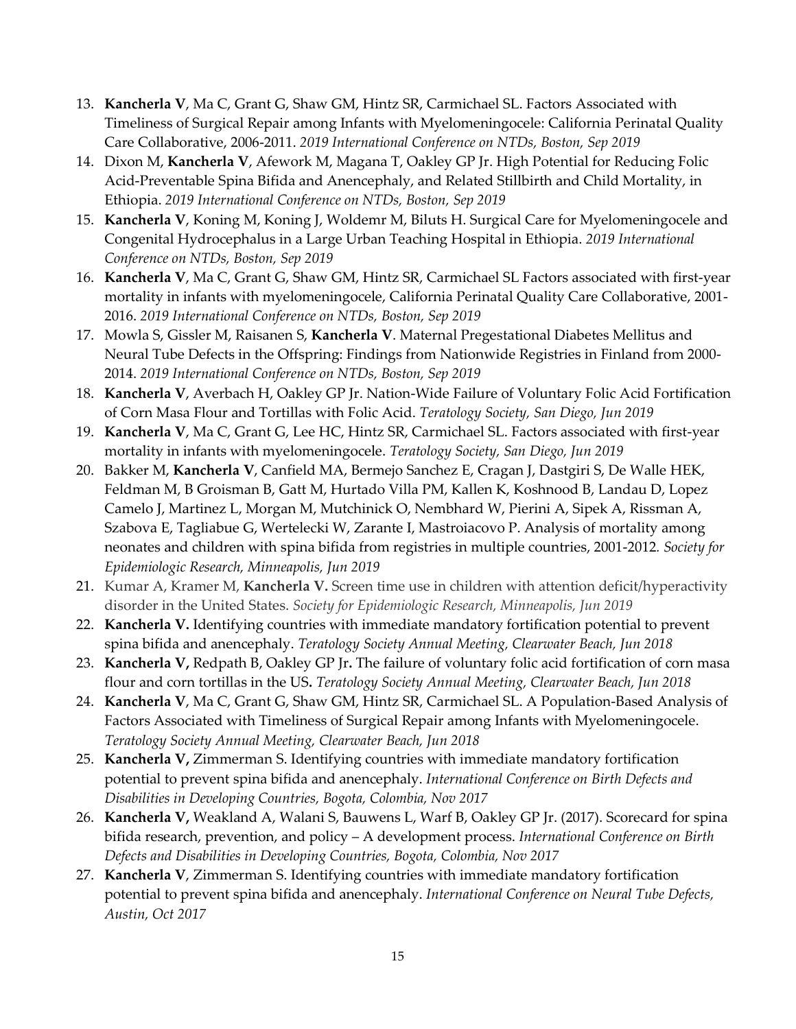13. **Kancherla V**, Ma C, Grant G, Shaw GM, Hintz SR, Carmichael SL. Factors Associated with Timeliness of Surgical Repair among Infants with Myelomeningocele: California Perinatal Quality Care Collaborative, 2006-2011. *2019 International Conference on NTDs, Boston, Sep 2019*
14. Dixon M, **Kancherla V**, Afework M, Magana T, Oakley GP Jr. High Potential for Reducing Folic Acid-Preventable Spina Bifida and Anencephaly, and Related Stillbirth and Child Mortality, in Ethiopia. *2019 International Conference on NTDs, Boston, Sep 2019*
15. **Kancherla V**, Koning M, Koning J, Woldemr M, Biluts H. Surgical Care for Myelomeningocele and Congenital Hydrocephalus in a Large Urban Teaching Hospital in Ethiopia. *2019 International Conference on NTDs, Boston, Sep 2019*
16. **Kancherla V**, Ma C, Grant G, Shaw GM, Hintz SR, Carmichael SL Factors associated with first-year mortality in infants with myelomeningocele, California Perinatal Quality Care Collaborative, 2001-2016. *2019 International Conference on NTDs, Boston, Sep 2019*
17. Mowla S, Gissler M, Raisanen S, **Kancherla V**. Maternal Pregestational Diabetes Mellitus and Neural Tube Defects in the Offspring: Findings from Nationwide Registries in Finland from 2000-2014. *2019 International Conference on NTDs, Boston, Sep 2019*
18. **Kancherla V**, Averbach H, Oakley GP Jr. Nation-Wide Failure of Voluntary Folic Acid Fortification of Corn Masa Flour and Tortillas with Folic Acid. *Teratology Society, San Diego, Jun 2019*
19. **Kancherla V**, Ma C, Grant G, Lee HC, Hintz SR, Carmichael SL. Factors associated with first-year mortality in infants with myelomeningocele. *Teratology Society, San Diego, Jun 2019*
20. Bakker M, **Kancherla V**, Canfield MA, Bermejo Sanchez E, Cragan J, Dastgiri S, De Walle HEK, Feldman M, B Groisman B, Gatt M, Hurtado Villa PM, Kallen K, Koshnood B, Landau D, Lopez Camelo J, Martinez L, Morgan M, Mutchinick O, Nembhard W, Pierini A, Sipek A, Rissman A, Szabova E, Tagliabue G, Wertelecki W, Zarante I, Mastroiacovo P. Analysis of mortality among neonates and children with spina bifida from registries in multiple countries, 2001-2012. *Society for Epidemiologic Research, Minneapolis, Jun 2019*
21. Kumar A, Kramer M, **Kancherla V.** Screen time use in children with attention deficit/hyperactivity disorder in the United States. *Society for Epidemiologic Research, Minneapolis, Jun 2019*
22. **Kancherla V.** Identifying countries with immediate mandatory fortification potential to prevent spina bifida and anencephaly. *Teratology Society Annual Meeting, Clearwater Beach, Jun 2018*
23. **Kancherla V,** Redpath B, Oakley GP Jr**.** The failure of voluntary folic acid fortification of corn masa flour and corn tortillas in the US**.** *Teratology Society Annual Meeting, Clearwater Beach, Jun 2018*
24. **Kancherla V**, Ma C, Grant G, Shaw GM, Hintz SR, Carmichael SL. A Population-Based Analysis of Factors Associated with Timeliness of Surgical Repair among Infants with Myelomeningocele. *Teratology Society Annual Meeting, Clearwater Beach, Jun 2018*
25. **Kancherla V,** Zimmerman S. Identifying countries with immediate mandatory fortification potential to prevent spina bifida and anencephaly. *International Conference on Birth Defects and Disabilities in Developing Countries, Bogota, Colombia, Nov 2017*
26. **Kancherla V,** Weakland A, Walani S, Bauwens L, Warf B, Oakley GP Jr. (2017). Scorecard for spina bifida research, prevention, and policy – A development process. *International Conference on Birth Defects and Disabilities in Developing Countries, Bogota, Colombia, Nov 2017*
27. **Kancherla V**, Zimmerman S. Identifying countries with immediate mandatory fortification potential to prevent spina bifida and anencephaly. *International Conference on Neural Tube Defects, Austin, Oct 2017*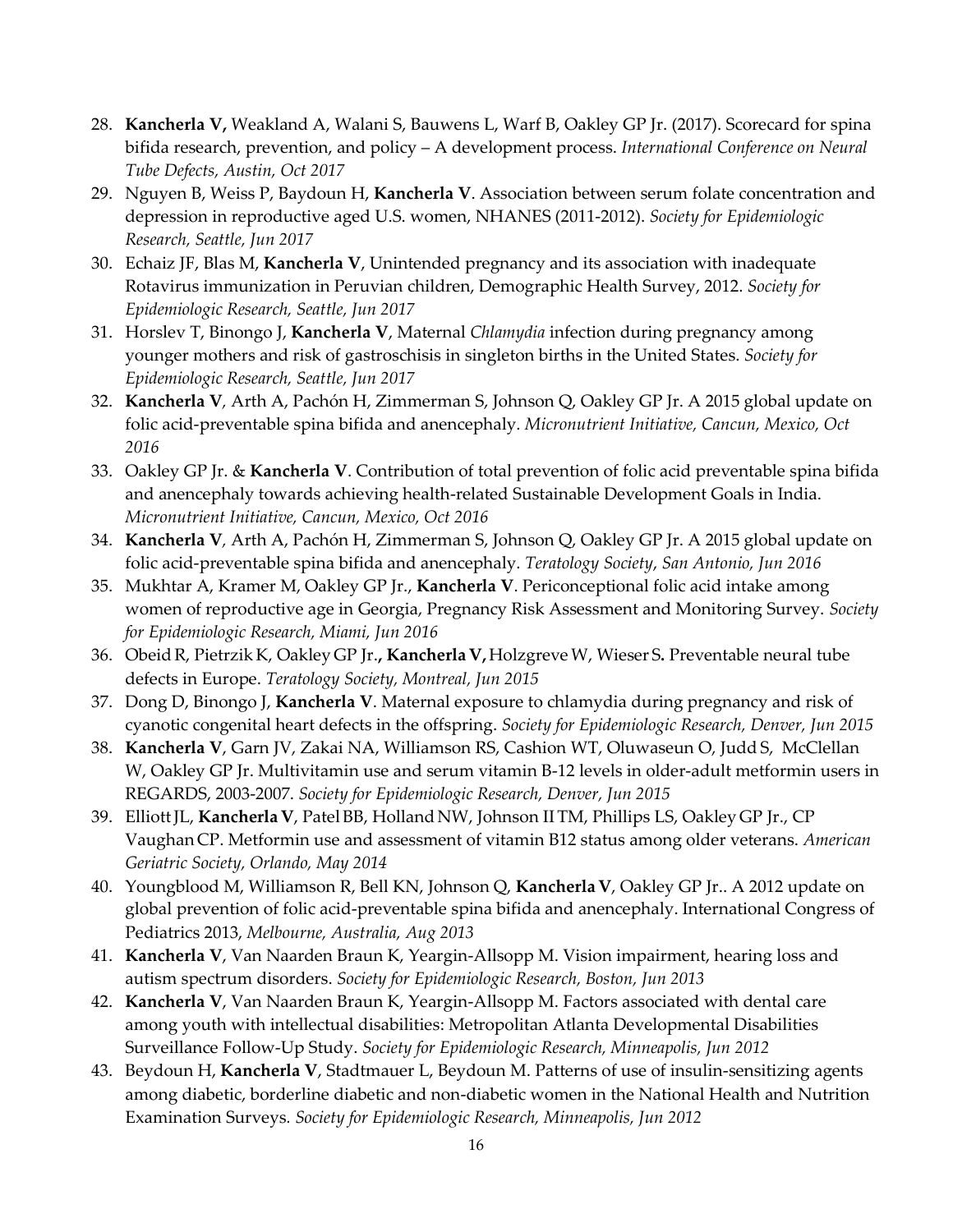28. **Kancherla V,** Weakland A, Walani S, Bauwens L, Warf B, Oakley GP Jr. (2017). Scorecard for spina bifida research, prevention, and policy – A development process. *International Conference on Neural Tube Defects, Austin, Oct 2017*
29. Nguyen B, Weiss P, Baydoun H, **Kancherla V**. Association between serum folate concentration and depression in reproductive aged U.S. women, NHANES (2011-2012). *Society for Epidemiologic Research, Seattle, Jun 2017*
30. Echaiz JF, Blas M, **Kancherla V**, Unintended pregnancy and its association with inadequate Rotavirus immunization in Peruvian children, Demographic Health Survey, 2012. *Society for Epidemiologic Research, Seattle, Jun 2017*
31. Horslev T, Binongo J, **Kancherla V**, Maternal *Chlamydia* infection during pregnancy among younger mothers and risk of gastroschisis in singleton births in the United States. *Society for Epidemiologic Research, Seattle, Jun 2017*
32. **Kancherla V**, Arth A, Pachón H, Zimmerman S, Johnson Q, Oakley GP Jr. A 2015 global update on folic acid-preventable spina bifida and anencephaly. *Micronutrient Initiative, Cancun, Mexico, Oct 2016*
33. Oakley GP Jr. & **Kancherla V**. Contribution of total prevention of folic acid preventable spina bifida and anencephaly towards achieving health-related Sustainable Development Goals in India. *Micronutrient Initiative, Cancun, Mexico, Oct 2016*
34. **Kancherla V**, Arth A, Pachón H, Zimmerman S, Johnson Q, Oakley GP Jr. A 2015 global update on folic acid-preventable spina bifida and anencephaly. *Teratology Society, San Antonio, Jun 2016*
35. Mukhtar A, Kramer M, Oakley GP Jr., **Kancherla V**. Periconceptional folic acid intake among women of reproductive age in Georgia, Pregnancy Risk Assessment and Monitoring Survey. *Society for Epidemiologic Research, Miami, Jun 2016*
36. Obeid R, Pietrzik K, Oakley GP Jr.**, Kancherla V,** Holzgreve W, Wieser S**.** Preventable neural tube defects in Europe. *Teratology Society, Montreal, Jun 2015*
37. Dong D, Binongo J, **Kancherla V**. Maternal exposure to chlamydia during pregnancy and risk of cyanotic congenital heart defects in the offspring. *Society for Epidemiologic Research, Denver, Jun 2015*
38. **Kancherla V**, Garn JV, Zakai NA, Williamson RS, Cashion WT, Oluwaseun O, Judd S, McClellan W, Oakley GP Jr. Multivitamin use and serum vitamin B-12 levels in older-adult metformin users in REGARDS, 2003-2007. *Society for Epidemiologic Research, Denver, Jun 2015*
39. Elliott JL, **Kancherla V**, Patel BB, Holland NW, Johnson II TM, Phillips LS, Oakley GP Jr., CP Vaughan CP. Metformin use and assessment of vitamin B12 status among older veterans. *American Geriatric Society, Orlando, May 2014*
40. Youngblood M, Williamson R, Bell KN, Johnson Q, **Kancherla V**, Oakley GP Jr.. A 2012 update on global prevention of folic acid-preventable spina bifida and anencephaly. International Congress of Pediatrics 2013, *Melbourne, Australia, Aug 2013*
41. **Kancherla V**, Van Naarden Braun K, Yeargin-Allsopp M. Vision impairment, hearing loss and autism spectrum disorders. *Society for Epidemiologic Research, Boston, Jun 2013*
42. **Kancherla V**, Van Naarden Braun K, Yeargin-Allsopp M. Factors associated with dental care among youth with intellectual disabilities: Metropolitan Atlanta Developmental Disabilities Surveillance Follow-Up Study. *Society for Epidemiologic Research, Minneapolis, Jun 2012*
43. Beydoun H, **Kancherla V**, Stadtmauer L, Beydoun M. Patterns of use of insulin-sensitizing agents among diabetic, borderline diabetic and non-diabetic women in the National Health and Nutrition Examination Surveys*. Society for Epidemiologic Research, Minneapolis, Jun 2012*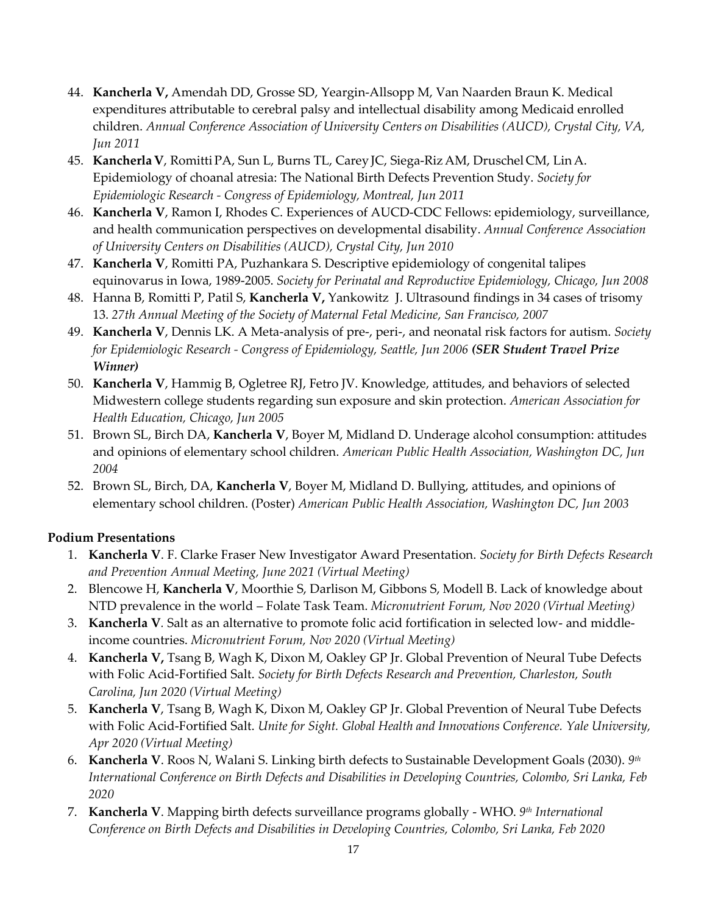44. **Kancherla V,** Amendah DD, Grosse SD, Yeargin-Allsopp M, Van Naarden Braun K. Medical expenditures attributable to cerebral palsy and intellectual disability among Medicaid enrolled children. *Annual Conference Association of University Centers on Disabilities (AUCD), Crystal City, VA, Jun 2011*
45. **Kancherla V**, Romitti PA, Sun L, Burns TL, Carey JC, Siega-Riz AM, Druschel CM, Lin A. Epidemiology of choanal atresia: The National Birth Defects Prevention Study. *Society for Epidemiologic Research - Congress of Epidemiology, Montreal, Jun 2011*
46. **Kancherla V**, Ramon I, Rhodes C. Experiences of AUCD-CDC Fellows: epidemiology, surveillance, and health communication perspectives on developmental disability. *Annual Conference Association of University Centers on Disabilities (AUCD), Crystal City, Jun 2010*
47. **Kancherla V**, Romitti PA, Puzhankara S. Descriptive epidemiology of congenital talipes equinovarus in Iowa, 1989-2005. *Society for Perinatal and Reproductive Epidemiology, Chicago, Jun 2008*
48. Hanna B, Romitti P, Patil S, **Kancherla V,** Yankowitz J. Ultrasound findings in 34 cases of trisomy 13. *27th Annual Meeting of the Society of Maternal Fetal Medicine, San Francisco, 2007*
49. **Kancherla V**, Dennis LK. A Meta-analysis of pre-, peri-, and neonatal risk factors for autism. *Society for Epidemiologic Research - Congress of Epidemiology, Seattle, Jun 2006* ***(SER Student Travel Prize Winner)***
50. **Kancherla V**, Hammig B, Ogletree RJ, Fetro JV. Knowledge, attitudes, and behaviors of selected Midwestern college students regarding sun exposure and skin protection. *American Association for Health Education, Chicago, Jun 2005*
51. Brown SL, Birch DA, **Kancherla V**, Boyer M, Midland D. Underage alcohol consumption: attitudes and opinions of elementary school children. *American Public Health Association, Washington DC, Jun 2004*
52. Brown SL, Birch, DA, **Kancherla V**, Boyer M, Midland D. Bullying, attitudes, and opinions of elementary school children. (Poster) *American Public Health Association, Washington DC, Jun 2003*

**Podium Presentations**

1. **Kancherla V**. F. Clarke Fraser New Investigator Award Presentation. *Society for Birth Defects Research and Prevention Annual Meeting, June 2021 (Virtual Meeting)*
2. Blencowe H, **Kancherla V**, Moorthie S, Darlison M, Gibbons S, Modell B. Lack of knowledge about NTD prevalence in the world – Folate Task Team. *Micronutrient Forum, Nov 2020 (Virtual Meeting)*
3. **Kancherla V**. Salt as an alternative to promote folic acid fortification in selected low- and middle-income countries. *Micronutrient Forum, Nov 2020 (Virtual Meeting)*
4. **Kancherla V,** Tsang B, Wagh K, Dixon M, Oakley GP Jr. Global Prevention of Neural Tube Defects with Folic Acid-Fortified Salt. *Society for Birth Defects Research and Prevention, Charleston, South Carolina, Jun 2020 (Virtual Meeting)*
5. **Kancherla V**, Tsang B, Wagh K, Dixon M, Oakley GP Jr. Global Prevention of Neural Tube Defects with Folic Acid-Fortified Salt. *Unite for Sight. Global Health and Innovations Conference. Yale University, Apr 2020 (Virtual Meeting)*
6. **Kancherla V**. Roos N, Walani S. Linking birth defects to Sustainable Development Goals (2030). *9th International Conference on Birth Defects and Disabilities in Developing Countries, Colombo, Sri Lanka, Feb 2020*
7. **Kancherla V**. Mapping birth defects surveillance programs globally - WHO. *9th International Conference on Birth Defects and Disabilities in Developing Countries, Colombo, Sri Lanka, Feb 2020*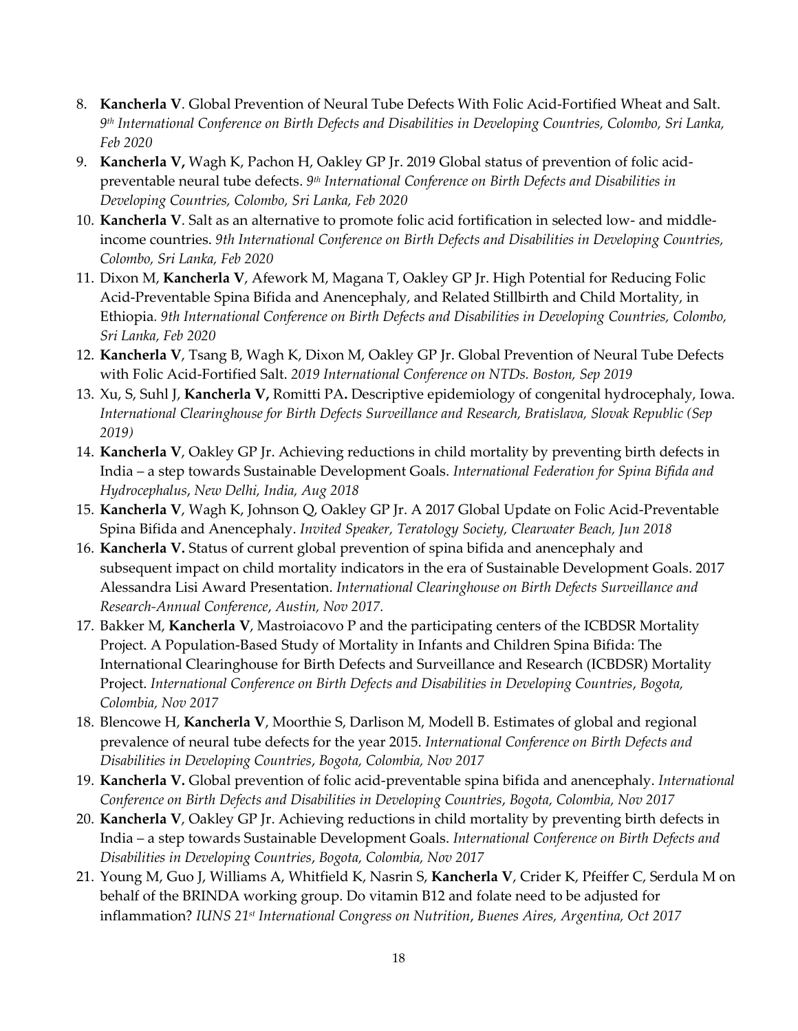8. **Kancherla V**. Global Prevention of Neural Tube Defects With Folic Acid-Fortified Wheat and Salt. *9th International Conference on Birth Defects and Disabilities in Developing Countries, Colombo, Sri Lanka, Feb 2020*
9. **Kancherla V,** Wagh K, Pachon H, Oakley GP Jr. 2019 Global status of prevention of folic acid-preventable neural tube defects. *9th International Conference on Birth Defects and Disabilities in Developing Countries, Colombo, Sri Lanka, Feb 2020*
10. **Kancherla V**. Salt as an alternative to promote folic acid fortification in selected low- and middle-income countries. *9th International Conference on Birth Defects and Disabilities in Developing Countries, Colombo, Sri Lanka, Feb 2020*
11. Dixon M, **Kancherla V**, Afework M, Magana T, Oakley GP Jr. High Potential for Reducing Folic Acid-Preventable Spina Bifida and Anencephaly, and Related Stillbirth and Child Mortality, in Ethiopia. *9th International Conference on Birth Defects and Disabilities in Developing Countries, Colombo, Sri Lanka, Feb 2020*
12. **Kancherla V**, Tsang B, Wagh K, Dixon M, Oakley GP Jr. Global Prevention of Neural Tube Defects with Folic Acid-Fortified Salt. *2019 International Conference on NTDs. Boston, Sep 2019*
13. Xu, S, Suhl J, **Kancherla V,** Romitti PA**.** Descriptive epidemiology of congenital hydrocephaly, Iowa. *International Clearinghouse for Birth Defects Surveillance and Research, Bratislava, Slovak Republic (Sep 2019)*
14. **Kancherla V**, Oakley GP Jr. Achieving reductions in child mortality by preventing birth defects in India – a step towards Sustainable Development Goals. *International Federation for Spina Bifida and Hydrocephalus*, *New Delhi, India, Aug 2018*
15. **Kancherla V**, Wagh K, Johnson Q, Oakley GP Jr. A 2017 Global Update on Folic Acid-Preventable Spina Bifida and Anencephaly. *Invited Speaker, Teratology Society, Clearwater Beach, Jun 2018*
16. **Kancherla V.** Status of current global prevention of spina bifida and anencephaly and subsequent impact on child mortality indicators in the era of Sustainable Development Goals. 2017 Alessandra Lisi Award Presentation. *International Clearinghouse on Birth Defects Surveillance and Research-Annual Conference*, *Austin, Nov 2017.*
17. Bakker M, **Kancherla V**, Mastroiacovo P and the participating centers of the ICBDSR Mortality Project. A Population-Based Study of Mortality in Infants and Children Spina Bifida: The International Clearinghouse for Birth Defects and Surveillance and Research (ICBDSR) Mortality Project. *International Conference on Birth Defects and Disabilities in Developing Countries*, *Bogota, Colombia, Nov 2017*
18. Blencowe H, **Kancherla V**, Moorthie S, Darlison M, Modell B. Estimates of global and regional prevalence of neural tube defects for the year 2015. *International Conference on Birth Defects and Disabilities in Developing Countries*, *Bogota, Colombia, Nov 2017*
19. **Kancherla V.** Global prevention of folic acid-preventable spina bifida and anencephaly. *International Conference on Birth Defects and Disabilities in Developing Countries*, *Bogota, Colombia, Nov 2017*
20. **Kancherla V**, Oakley GP Jr. Achieving reductions in child mortality by preventing birth defects in India – a step towards Sustainable Development Goals. *International Conference on Birth Defects and Disabilities in Developing Countries*, *Bogota, Colombia, Nov 2017*
21. Young M, Guo J, Williams A, Whitfield K, Nasrin S, **Kancherla V**, Crider K, Pfeiffer C, Serdula M on behalf of the BRINDA working group. Do vitamin B12 and folate need to be adjusted for inflammation? *IUNS 21st International Congress on Nutrition*, *Buenes Aires, Argentina, Oct 2017*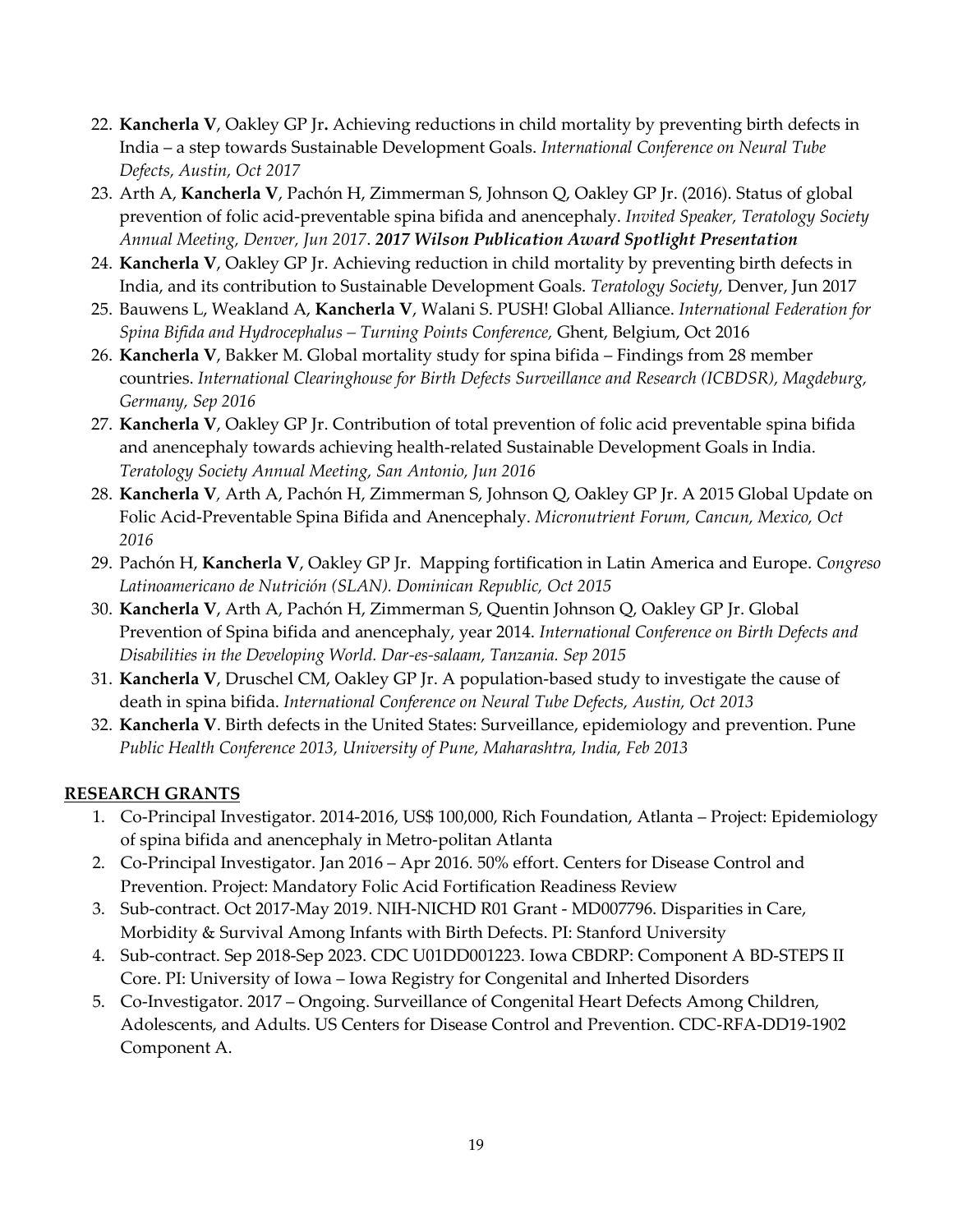22. **Kancherla V**, Oakley GP Jr**.** Achieving reductions in child mortality by preventing birth defects in India – a step towards Sustainable Development Goals. *International Conference on Neural Tube Defects, Austin, Oct 2017*
23. Arth A, **Kancherla V**, Pachón H, Zimmerman S, Johnson Q, Oakley GP Jr. (2016). Status of global prevention of folic acid-preventable spina bifida and anencephaly. *Invited Speaker, Teratology Society Annual Meeting, Denver, Jun 2017*. ***2017 Wilson Publication Award Spotlight Presentation***
24. **Kancherla V**, Oakley GP Jr. Achieving reduction in child mortality by preventing birth defects in India, and its contribution to Sustainable Development Goals. *Teratology Society,* Denver, Jun 2017
25. Bauwens L, Weakland A, **Kancherla V**, Walani S. PUSH! Global Alliance. *International Federation for Spina Bifida and Hydrocephalus – Turning Points Conference,* Ghent, Belgium, Oct 2016
26. **Kancherla V**, Bakker M. Global mortality study for spina bifida – Findings from 28 member countries. *International Clearinghouse for Birth Defects Surveillance and Research (ICBDSR), Magdeburg, Germany, Sep 2016*
27. **Kancherla V**, Oakley GP Jr. Contribution of total prevention of folic acid preventable spina bifida and anencephaly towards achieving health-related Sustainable Development Goals in India. *Teratology Society Annual Meeting, San Antonio, Jun 2016*
28. **Kancherla V**, Arth A, Pachón H, Zimmerman S, Johnson Q, Oakley GP Jr. A 2015 Global Update on Folic Acid-Preventable Spina Bifida and Anencephaly. *Micronutrient Forum, Cancun, Mexico, Oct 2016*
29. Pachón H, **Kancherla V**, Oakley GP Jr. Mapping fortification in Latin America and Europe. *Congreso Latinoamericano de Nutrición (SLAN). Dominican Republic, Oct 2015*
30. **Kancherla V**, Arth A, Pachón H, Zimmerman S, Quentin Johnson Q, Oakley GP Jr. Global Prevention of Spina bifida and anencephaly, year 2014. *International Conference on Birth Defects and Disabilities in the Developing World. Dar-es-salaam, Tanzania. Sep 2015*
31. **Kancherla V**, Druschel CM, Oakley GP Jr. A population-based study to investigate the cause of death in spina bifida. *International Conference on Neural Tube Defects, Austin, Oct 2013*
32. **Kancherla V**. Birth defects in the United States: Surveillance, epidemiology and prevention. Pune *Public Health Conference 2013, University of Pune, Maharashtra, India, Feb 2013*

## RESEARCH GRANTS

1. Co-Principal Investigator. 2014-2016, US$ 100,000, Rich Foundation, Atlanta – Project: Epidemiology of spina bifida and anencephaly in Metro-politan Atlanta
2. Co-Principal Investigator. Jan 2016 – Apr 2016. 50% effort. Centers for Disease Control and Prevention. Project: Mandatory Folic Acid Fortification Readiness Review
3. Sub-contract. Oct 2017-May 2019. NIH-NICHD R01 Grant - MD007796. Disparities in Care, Morbidity & Survival Among Infants with Birth Defects. PI: Stanford University
4. Sub-contract. Sep 2018-Sep 2023. CDC U01DD001223. Iowa CBDRP: Component A BD-STEPS II Core. PI: University of Iowa – Iowa Registry for Congenital and Inherted Disorders
5. Co-Investigator. 2017 – Ongoing. Surveillance of Congenital Heart Defects Among Children, Adolescents, and Adults. US Centers for Disease Control and Prevention. CDC-RFA-DD19-1902 Component A.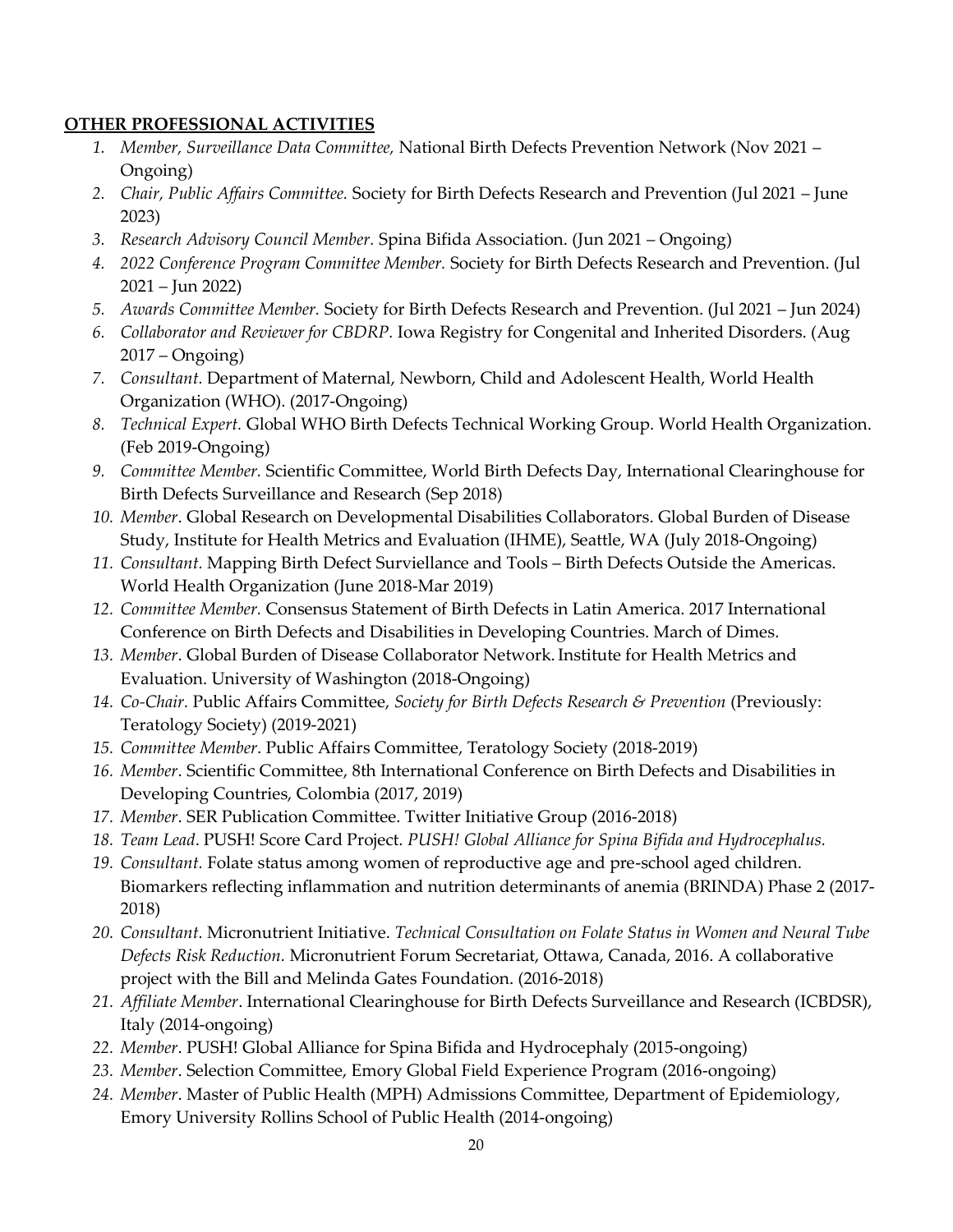**OTHER PROFESSIONAL ACTIVITIES**

1. *Member, Surveillance Data Committee,* National Birth Defects Prevention Network (Nov 2021 – Ongoing)
2. *Chair, Public Affairs Committee.* Society for Birth Defects Research and Prevention (Jul 2021 – June 2023)
3. *Research Advisory Council Member.* Spina Bifida Association. (Jun 2021 – Ongoing)
4. *2022 Conference Program Committee Member.* Society for Birth Defects Research and Prevention. (Jul 2021 – Jun 2022)
5. *Awards Committee Member.* Society for Birth Defects Research and Prevention. (Jul 2021 – Jun 2024)
6. *Collaborator and Reviewer for CBDRP.* Iowa Registry for Congenital and Inherited Disorders. (Aug 2017 – Ongoing)
7. *Consultant.* Department of Maternal, Newborn, Child and Adolescent Health, World Health Organization (WHO). (2017-Ongoing)
8. *Technical Expert.* Global WHO Birth Defects Technical Working Group. World Health Organization. (Feb 2019-Ongoing)
9. *Committee Member.* Scientific Committee, World Birth Defects Day, International Clearinghouse for Birth Defects Surveillance and Research (Sep 2018)
10. *Member*. Global Research on Developmental Disabilities Collaborators. Global Burden of Disease Study, Institute for Health Metrics and Evaluation (IHME), Seattle, WA (July 2018-Ongoing)
11. *Consultant.* Mapping Birth Defect Surviellance and Tools – Birth Defects Outside the Americas. World Health Organization (June 2018-Mar 2019)
12. *Committee Member.* Consensus Statement of Birth Defects in Latin America. 2017 International Conference on Birth Defects and Disabilities in Developing Countries. March of Dimes.
13. *Member*. Global Burden of Disease Collaborator Network. Institute for Health Metrics and Evaluation. University of Washington (2018-Ongoing)
14. *Co-Chair.* Public Affairs Committee, *Society for Birth Defects Research & Prevention* (Previously: Teratology Society) (2019-2021)
15. *Committee Member*. Public Affairs Committee, Teratology Society (2018-2019)
16. *Member*. Scientific Committee, 8th International Conference on Birth Defects and Disabilities in Developing Countries, Colombia (2017, 2019)
17. *Member*. SER Publication Committee. Twitter Initiative Group (2016-2018)
18. *Team Lead*. PUSH! Score Card Project. *PUSH! Global Alliance for Spina Bifida and Hydrocephalus.*
19. *Consultant.* Folate status among women of reproductive age and pre-school aged children. Biomarkers reflecting inflammation and nutrition determinants of anemia (BRINDA) Phase 2 (2017-2018)
20. *Consultant.* Micronutrient Initiative. *Technical Consultation on Folate Status in Women and Neural Tube Defects Risk Reduction.* Micronutrient Forum Secretariat, Ottawa, Canada, 2016. A collaborative project with the Bill and Melinda Gates Foundation. (2016-2018)
21. *Affiliate Member*. International Clearinghouse for Birth Defects Surveillance and Research (ICBDSR), Italy (2014-ongoing)
22. *Member*. PUSH! Global Alliance for Spina Bifida and Hydrocephaly (2015-ongoing)
23. *Member*. Selection Committee, Emory Global Field Experience Program (2016-ongoing)
24. *Member*. Master of Public Health (MPH) Admissions Committee, Department of Epidemiology, Emory University Rollins School of Public Health (2014-ongoing)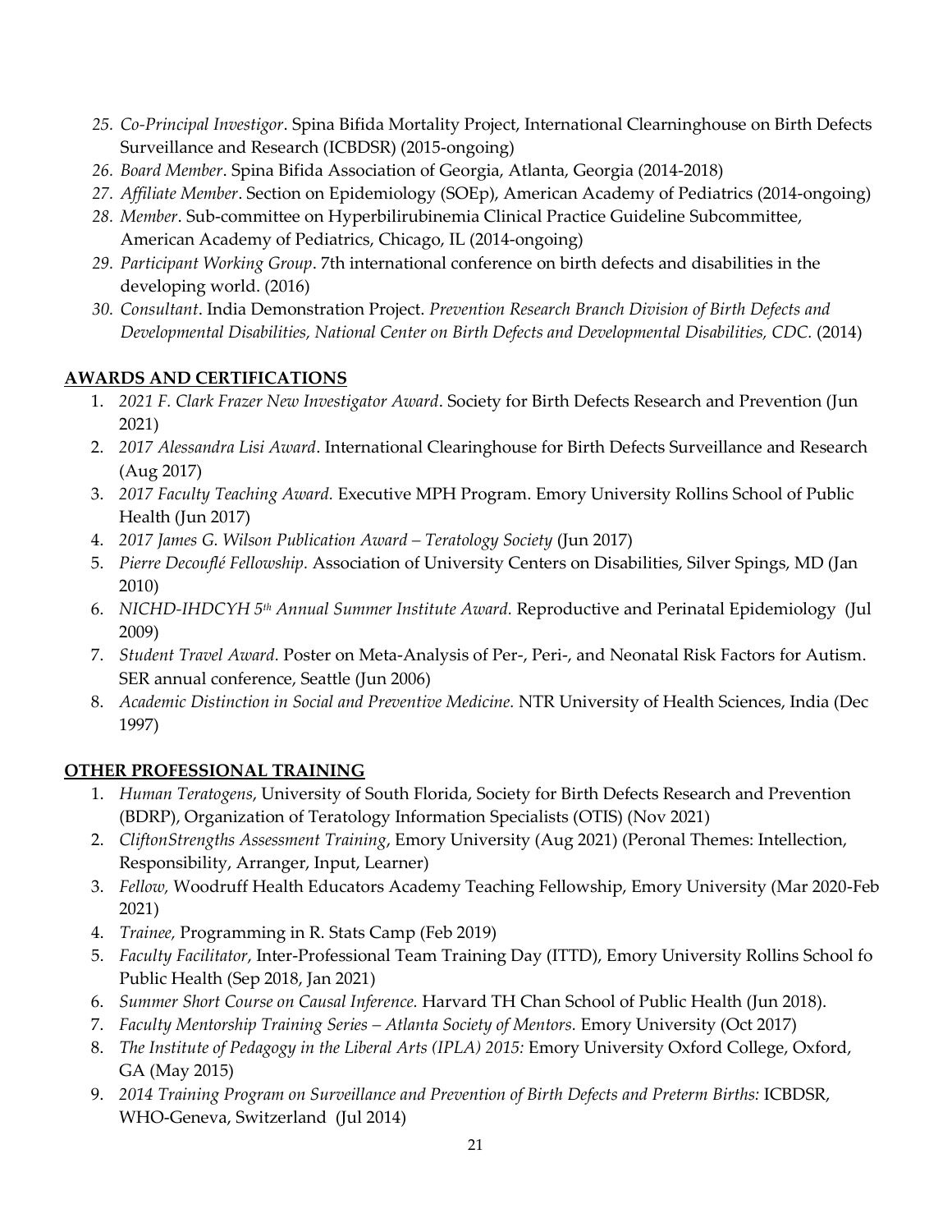25. *Co-Principal Investigor*. Spina Bifida Mortality Project, International Clearninghouse on Birth Defects Surveillance and Research (ICBDSR) (2015-ongoing)
26. *Board Member*. Spina Bifida Association of Georgia, Atlanta, Georgia (2014-2018)
27. *Affiliate Member*. Section on Epidemiology (SOEp), American Academy of Pediatrics (2014-ongoing)
28. *Member*. Sub-committee on Hyperbilirubinemia Clinical Practice Guideline Subcommittee, American Academy of Pediatrics, Chicago, IL (2014-ongoing)
29. *Participant Working Group*. 7th international conference on birth defects and disabilities in the developing world. (2016)
30. *Consultant*. India Demonstration Project. *Prevention Research Branch Division of Birth Defects and Developmental Disabilities, National Center on Birth Defects and Developmental Disabilities, CDC.* (2014)

## AWARDS AND CERTIFICATIONS

1. *2021 F. Clark Frazer New Investigator Award*. Society for Birth Defects Research and Prevention (Jun 2021)
2. *2017 Alessandra Lisi Award*. International Clearinghouse for Birth Defects Surveillance and Research (Aug 2017)
3. *2017 Faculty Teaching Award.* Executive MPH Program. Emory University Rollins School of Public Health (Jun 2017)
4. *2017 James G. Wilson Publication Award – Teratology Society* (Jun 2017)
5. *Pierre Decouflé Fellowship.* Association of University Centers on Disabilities, Silver Spings, MD (Jan 2010)
6. *NICHD-IHDCYH 5th Annual Summer Institute Award.* Reproductive and Perinatal Epidemiology (Jul 2009)
7. *Student Travel Award.* Poster on Meta-Analysis of Per-, Peri-, and Neonatal Risk Factors for Autism. SER annual conference, Seattle (Jun 2006)
8. *Academic Distinction in Social and Preventive Medicine.* NTR University of Health Sciences, India (Dec 1997)

## OTHER PROFESSIONAL TRAINING

1. *Human Teratogens*, University of South Florida, Society for Birth Defects Research and Prevention (BDRP), Organization of Teratology Information Specialists (OTIS) (Nov 2021)
2. *CliftonStrengths Assessment Training*, Emory University (Aug 2021) (Peronal Themes: Intellection, Responsibility, Arranger, Input, Learner)
3. *Fellow,* Woodruff Health Educators Academy Teaching Fellowship, Emory University (Mar 2020-Feb 2021)
4. *Trainee,* Programming in R. Stats Camp (Feb 2019)
5. *Faculty Facilitator*, Inter-Professional Team Training Day (ITTD), Emory University Rollins School fo Public Health (Sep 2018, Jan 2021)
6. *Summer Short Course on Causal Inference.* Harvard TH Chan School of Public Health (Jun 2018).
7. *Faculty Mentorship Training Series – Atlanta Society of Mentors.* Emory University (Oct 2017)
8. *The Institute of Pedagogy in the Liberal Arts (IPLA) 2015:* Emory University Oxford College, Oxford, GA (May 2015)
9. *2014 Training Program on Surveillance and Prevention of Birth Defects and Preterm Births:* ICBDSR, WHO-Geneva, Switzerland (Jul 2014)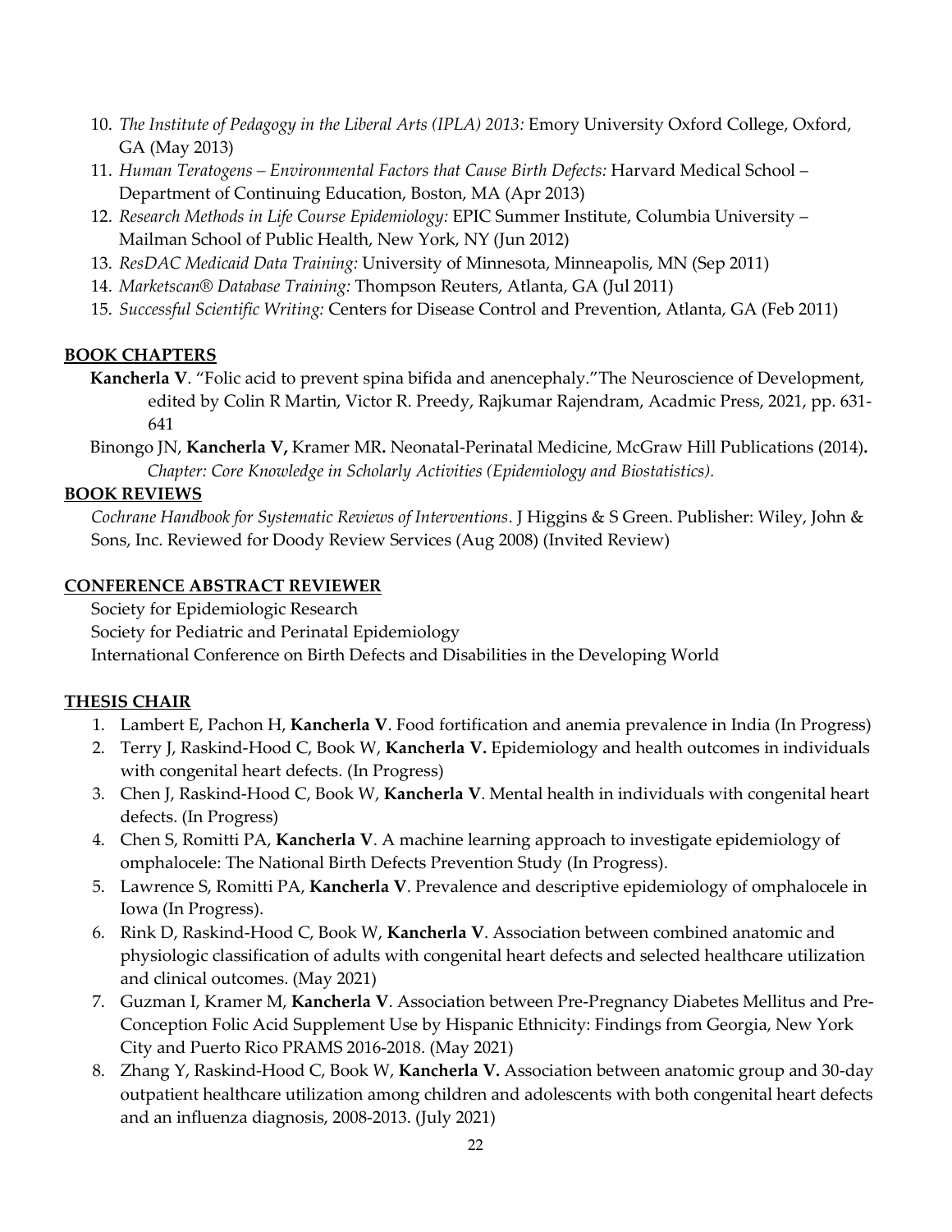10. *The Institute of Pedagogy in the Liberal Arts (IPLA) 2013:* Emory University Oxford College, Oxford, GA (May 2013)
11. *Human Teratogens – Environmental Factors that Cause Birth Defects:* Harvard Medical School – Department of Continuing Education, Boston, MA (Apr 2013)
12. *Research Methods in Life Course Epidemiology:* EPIC Summer Institute, Columbia University – Mailman School of Public Health, New York, NY (Jun 2012)
13. *ResDAC Medicaid Data Training:* University of Minnesota, Minneapolis, MN (Sep 2011)
14. *Marketscan® Database Training:* Thompson Reuters, Atlanta, GA (Jul 2011)
15. *Successful Scientific Writing:* Centers for Disease Control and Prevention, Atlanta, GA (Feb 2011)

## BOOK CHAPTERS

**Kancherla V**. "Folic acid to prevent spina bifida and anencephaly."The Neuroscience of Development, edited by Colin R Martin, Victor R. Preedy, Rajkumar Rajendram, Acadmic Press, 2021, pp. 631-641

Binongo JN, **Kancherla V,** Kramer MR**.** Neonatal-Perinatal Medicine, McGraw Hill Publications (2014)**.** *Chapter: Core Knowledge in Scholarly Activities (Epidemiology and Biostatistics).*

## BOOK REVIEWS

*Cochrane Handbook for Systematic Reviews of Interventions*. J Higgins & S Green. Publisher: Wiley, John & Sons, Inc. Reviewed for Doody Review Services (Aug 2008) (Invited Review)

## CONFERENCE ABSTRACT REVIEWER

Society for Epidemiologic Research

Society for Pediatric and Perinatal Epidemiology

International Conference on Birth Defects and Disabilities in the Developing World

## THESIS CHAIR

1. Lambert E, Pachon H, **Kancherla V**. Food fortification and anemia prevalence in India (In Progress)
2. Terry J, Raskind-Hood C, Book W, **Kancherla V.** Epidemiology and health outcomes in individuals with congenital heart defects. (In Progress)
3. Chen J, Raskind-Hood C, Book W, **Kancherla V**. Mental health in individuals with congenital heart defects. (In Progress)
4. Chen S, Romitti PA, **Kancherla V**. A machine learning approach to investigate epidemiology of omphalocele: The National Birth Defects Prevention Study (In Progress).
5. Lawrence S, Romitti PA, **Kancherla V**. Prevalence and descriptive epidemiology of omphalocele in Iowa (In Progress).
6. Rink D, Raskind-Hood C, Book W, **Kancherla V**. Association between combined anatomic and physiologic classification of adults with congenital heart defects and selected healthcare utilization and clinical outcomes. (May 2021)
7. Guzman I, Kramer M, **Kancherla V**. Association between Pre-Pregnancy Diabetes Mellitus and Pre-Conception Folic Acid Supplement Use by Hispanic Ethnicity: Findings from Georgia, New York City and Puerto Rico PRAMS 2016-2018. (May 2021)
8. Zhang Y, Raskind-Hood C, Book W, **Kancherla V.** Association between anatomic group and 30-day outpatient healthcare utilization among children and adolescents with both congenital heart defects and an influenza diagnosis, 2008-2013. (July 2021)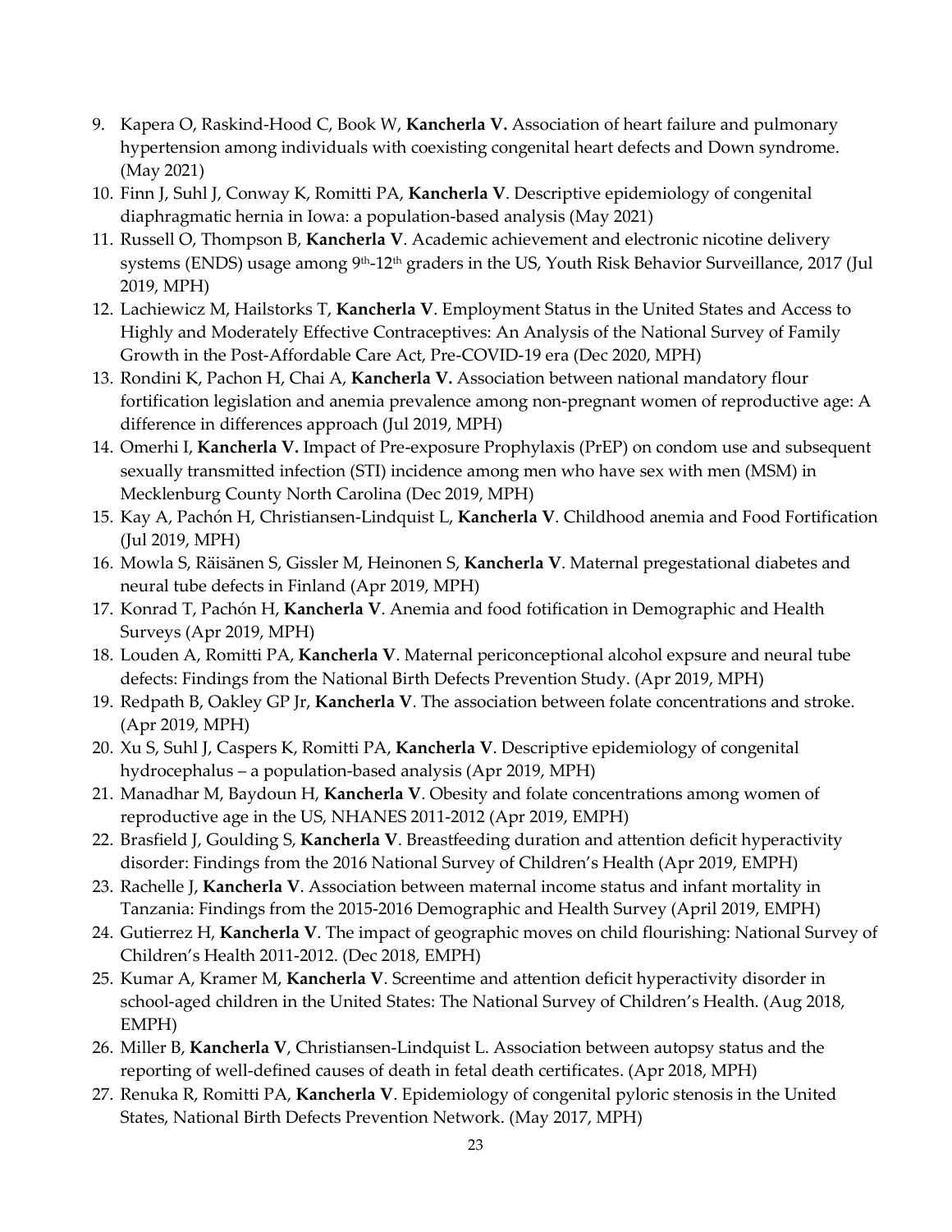9. Kapera O, Raskind-Hood C, Book W, **Kancherla V.** Association of heart failure and pulmonary hypertension among individuals with coexisting congenital heart defects and Down syndrome. (May 2021)
10. Finn J, Suhl J, Conway K, Romitti PA, **Kancherla V**. Descriptive epidemiology of congenital diaphragmatic hernia in Iowa: a population-based analysis (May 2021)
11. Russell O, Thompson B, **Kancherla V**. Academic achievement and electronic nicotine delivery systems (ENDS) usage among 9th-12th graders in the US, Youth Risk Behavior Surveillance, 2017 (Jul 2019, MPH)
12. Lachiewicz M, Hailstorks T, **Kancherla V**. Employment Status in the United States and Access to Highly and Moderately Effective Contraceptives: An Analysis of the National Survey of Family Growth in the Post-Affordable Care Act, Pre-COVID-19 era (Dec 2020, MPH)
13. Rondini K, Pachon H, Chai A, **Kancherla V.** Association between national mandatory flour fortification legislation and anemia prevalence among non-pregnant women of reproductive age: A difference in differences approach (Jul 2019, MPH)
14. Omerhi I, **Kancherla V.** Impact of Pre-exposure Prophylaxis (PrEP) on condom use and subsequent sexually transmitted infection (STI) incidence among men who have sex with men (MSM) in Mecklenburg County North Carolina (Dec 2019, MPH)
15. Kay A, Pachón H, Christiansen-Lindquist L, **Kancherla V**. Childhood anemia and Food Fortification (Jul 2019, MPH)
16. Mowla S, Räisänen S, Gissler M, Heinonen S, **Kancherla V**. Maternal pregestational diabetes and neural tube defects in Finland (Apr 2019, MPH)
17. Konrad T, Pachón H, **Kancherla V**. Anemia and food fotification in Demographic and Health Surveys (Apr 2019, MPH)
18. Louden A, Romitti PA, **Kancherla V**. Maternal periconceptional alcohol expsure and neural tube defects: Findings from the National Birth Defects Prevention Study. (Apr 2019, MPH)
19. Redpath B, Oakley GP Jr, **Kancherla V**. The association between folate concentrations and stroke. (Apr 2019, MPH)
20. Xu S, Suhl J, Caspers K, Romitti PA, **Kancherla V**. Descriptive epidemiology of congenital hydrocephalus – a population-based analysis (Apr 2019, MPH)
21. Manadhar M, Baydoun H, **Kancherla V**. Obesity and folate concentrations among women of reproductive age in the US, NHANES 2011-2012 (Apr 2019, EMPH)
22. Brasfield J, Goulding S, **Kancherla V**. Breastfeeding duration and attention deficit hyperactivity disorder: Findings from the 2016 National Survey of Children's Health (Apr 2019, EMPH)
23. Rachelle J, **Kancherla V**. Association between maternal income status and infant mortality in Tanzania: Findings from the 2015-2016 Demographic and Health Survey (April 2019, EMPH)
24. Gutierrez H, **Kancherla V**. The impact of geographic moves on child flourishing: National Survey of Children's Health 2011-2012. (Dec 2018, EMPH)
25. Kumar A, Kramer M, **Kancherla V**. Screentime and attention deficit hyperactivity disorder in school-aged children in the United States: The National Survey of Children's Health. (Aug 2018, EMPH)
26. Miller B, **Kancherla V**, Christiansen-Lindquist L. Association between autopsy status and the reporting of well-defined causes of death in fetal death certificates. (Apr 2018, MPH)
27. Renuka R, Romitti PA, **Kancherla V**. Epidemiology of congenital pyloric stenosis in the United States, National Birth Defects Prevention Network. (May 2017, MPH)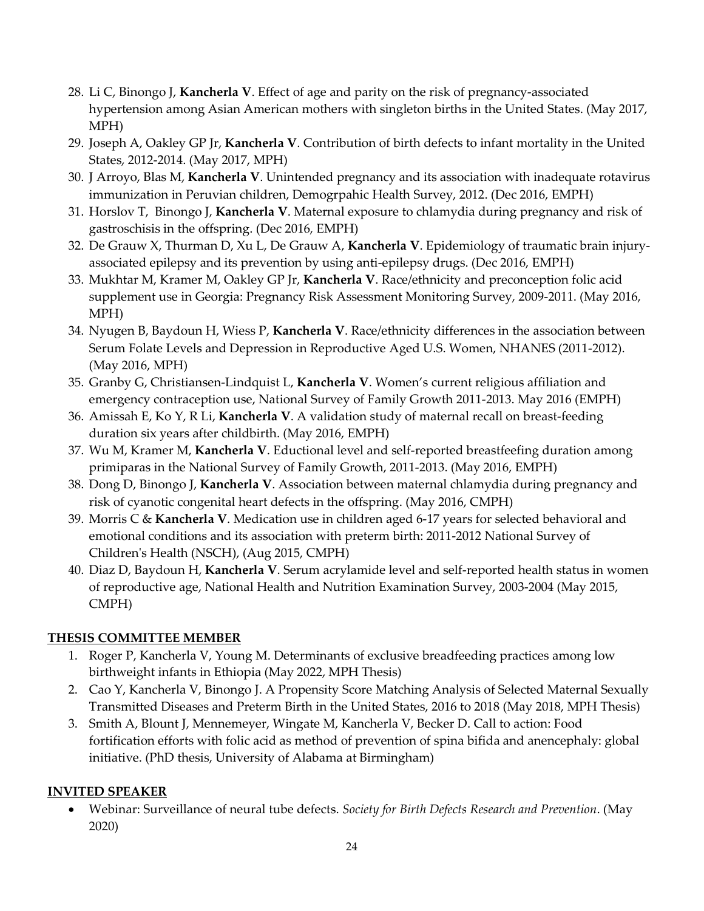28. Li C, Binongo J, **Kancherla V**. Effect of age and parity on the risk of pregnancy-associated hypertension among Asian American mothers with singleton births in the United States. (May 2017, MPH)
29. Joseph A, Oakley GP Jr, **Kancherla V**. Contribution of birth defects to infant mortality in the United States, 2012-2014. (May 2017, MPH)
30. J Arroyo, Blas M, **Kancherla V**. Unintended pregnancy and its association with inadequate rotavirus immunization in Peruvian children, Demogrpahic Health Survey, 2012. (Dec 2016, EMPH)
31. Horslov T, Binongo J, **Kancherla V**. Maternal exposure to chlamydia during pregnancy and risk of gastroschisis in the offspring. (Dec 2016, EMPH)
32. De Grauw X, Thurman D, Xu L, De Grauw A, **Kancherla V**. Epidemiology of traumatic brain injury-associated epilepsy and its prevention by using anti-epilepsy drugs. (Dec 2016, EMPH)
33. Mukhtar M, Kramer M, Oakley GP Jr, **Kancherla V**. Race/ethnicity and preconception folic acid supplement use in Georgia: Pregnancy Risk Assessment Monitoring Survey, 2009-2011. (May 2016, MPH)
34. Nyugen B, Baydoun H, Wiess P, **Kancherla V**. Race/ethnicity differences in the association between Serum Folate Levels and Depression in Reproductive Aged U.S. Women, NHANES (2011-2012). (May 2016, MPH)
35. Granby G, Christiansen-Lindquist L, **Kancherla V**. Women's current religious affiliation and emergency contraception use, National Survey of Family Growth 2011-2013. May 2016 (EMPH)
36. Amissah E, Ko Y, R Li, **Kancherla V**. A validation study of maternal recall on breast-feeding duration six years after childbirth. (May 2016, EMPH)
37. Wu M, Kramer M, **Kancherla V**. Eductional level and self-reported breastfeefing duration among primiparas in the National Survey of Family Growth, 2011-2013. (May 2016, EMPH)
38. Dong D, Binongo J, **Kancherla V**. Association between maternal chlamydia during pregnancy and risk of cyanotic congenital heart defects in the offspring. (May 2016, CMPH)
39. Morris C & **Kancherla V**. Medication use in children aged 6-17 years for selected behavioral and emotional conditions and its association with preterm birth: 2011-2012 National Survey of Children's Health (NSCH), (Aug 2015, CMPH)
40. Diaz D, Baydoun H, **Kancherla V**. Serum acrylamide level and self-reported health status in women of reproductive age, National Health and Nutrition Examination Survey, 2003-2004 (May 2015, CMPH)

## THESIS COMMITTEE MEMBER

1. Roger P, Kancherla V, Young M. Determinants of exclusive breadfeeding practices among low birthweight infants in Ethiopia (May 2022, MPH Thesis)
2. Cao Y, Kancherla V, Binongo J. A Propensity Score Matching Analysis of Selected Maternal Sexually Transmitted Diseases and Preterm Birth in the United States, 2016 to 2018 (May 2018, MPH Thesis)
3. Smith A, Blount J, Mennemeyer, Wingate M, Kancherla V, Becker D. Call to action: Food fortification efforts with folic acid as method of prevention of spina bifida and anencephaly: global initiative. (PhD thesis, University of Alabama at Birmingham)

## INVITED SPEAKER

- Webinar: Surveillance of neural tube defects. *Society for Birth Defects Research and Prevention*. (May 2020)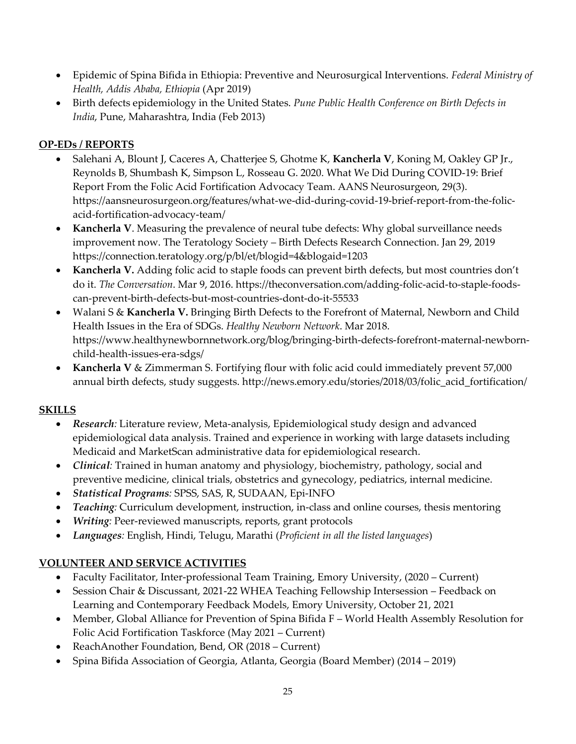- Epidemic of Spina Bifida in Ethiopia: Preventive and Neurosurgical Interventions. *Federal Ministry of Health, Addis Ababa, Ethiopia* (Apr 2019)
- Birth defects epidemiology in the United States. *Pune Public Health Conference on Birth Defects in India*, Pune, Maharashtra, India (Feb 2013)

## OP-EDs / REPORTS

- Salehani A, Blount J, Caceres A, Chatterjee S, Ghotme K, **Kancherla V**, Koning M, Oakley GP Jr., Reynolds B, Shumbash K, Simpson L, Rosseau G. 2020. What We Did During COVID-19: Brief Report From the Folic Acid Fortification Advocacy Team. AANS Neurosurgeon, 29(3). https://aansneurosurgeon.org/features/what-we-did-during-covid-19-brief-report-from-the-folic-acid-fortification-advocacy-team/
- **Kancherla V**. Measuring the prevalence of neural tube defects: Why global surveillance needs improvement now. The Teratology Society – Birth Defects Research Connection. Jan 29, 2019 https://connection.teratology.org/p/bl/et/blogid=4&blogaid=1203
- **Kancherla V.** Adding folic acid to staple foods can prevent birth defects, but most countries don't do it. *The Conversation*. Mar 9, 2016. https://theconversation.com/adding-folic-acid-to-staple-foods-can-prevent-birth-defects-but-most-countries-dont-do-it-55533
- Walani S & **Kancherla V.** Bringing Birth Defects to the Forefront of Maternal, Newborn and Child Health Issues in the Era of SDGs. *Healthy Newborn Network*. Mar 2018. https://www.healthynewbornnetwork.org/blog/bringing-birth-defects-forefront-maternal-newborn-child-health-issues-era-sdgs/
- **Kancherla V** & Zimmerman S. Fortifying flour with folic acid could immediately prevent 57,000 annual birth defects, study suggests. http://news.emory.edu/stories/2018/03/folic_acid_fortification/

## SKILLS

- ***Research:*** Literature review, Meta-analysis, Epidemiological study design and advanced epidemiological data analysis. Trained and experience in working with large datasets including Medicaid and MarketScan administrative data for epidemiological research.
- ***Clinical:*** Trained in human anatomy and physiology, biochemistry, pathology, social and preventive medicine, clinical trials, obstetrics and gynecology, pediatrics, internal medicine.
- ***Statistical Programs:*** SPSS, SAS, R, SUDAAN, Epi-INFO
- ***Teaching:*** Curriculum development, instruction, in-class and online courses, thesis mentoring
- ***Writing:*** Peer-reviewed manuscripts, reports, grant protocols
- ***Languages:*** English, Hindi, Telugu, Marathi (*Proficient in all the listed languages*)

## VOLUNTEER AND SERVICE ACTIVITIES

- Faculty Facilitator, Inter-professional Team Training, Emory University, (2020 – Current)
- Session Chair & Discussant, 2021-22 WHEA Teaching Fellowship Intersession – Feedback on Learning and Contemporary Feedback Models, Emory University, October 21, 2021
- Member, Global Alliance for Prevention of Spina Bifida F – World Health Assembly Resolution for Folic Acid Fortification Taskforce (May 2021 – Current)
- ReachAnother Foundation, Bend, OR (2018 – Current)
- Spina Bifida Association of Georgia, Atlanta, Georgia (Board Member) (2014 – 2019)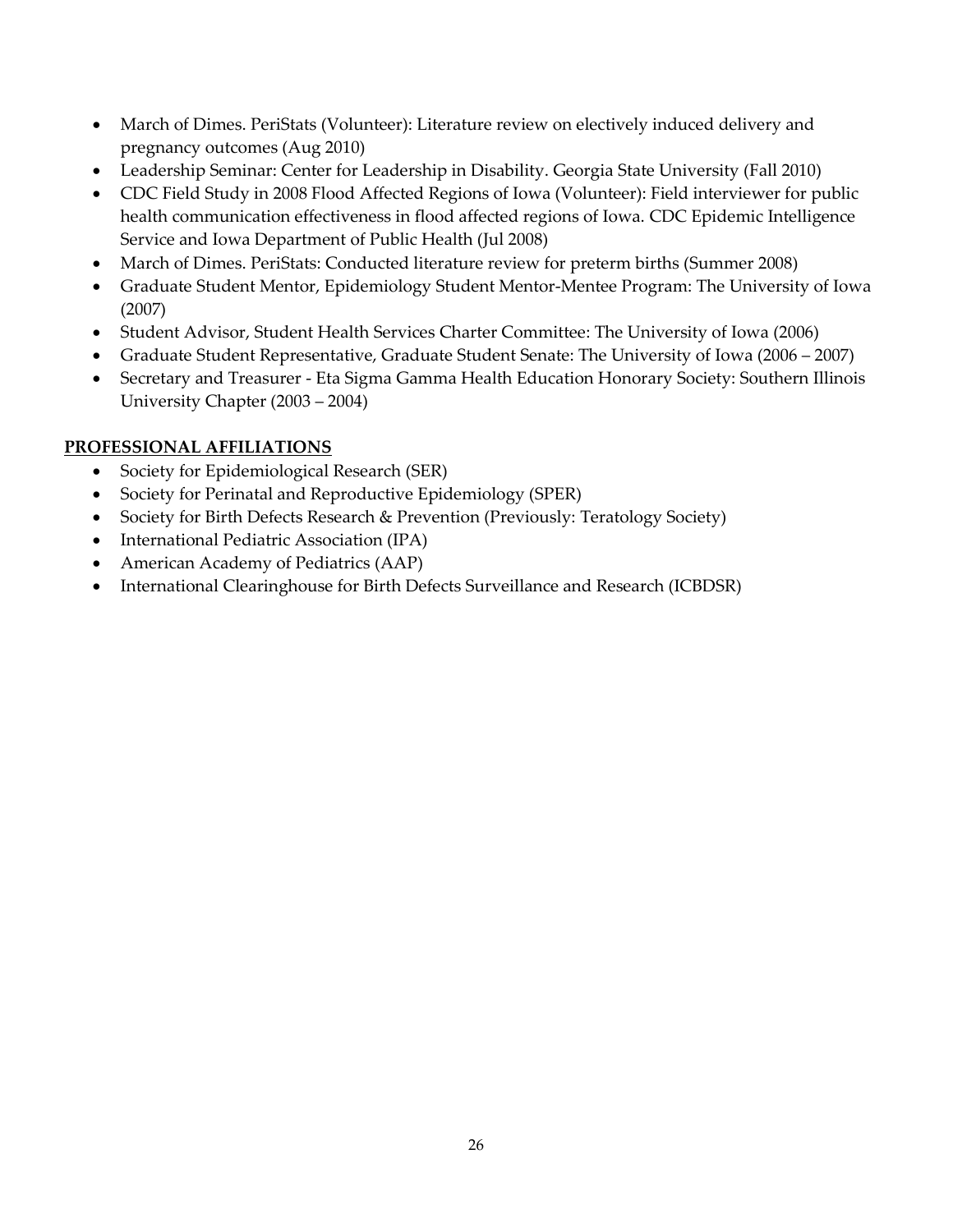- March of Dimes. PeriStats (Volunteer): Literature review on electively induced delivery and pregnancy outcomes (Aug 2010)
- Leadership Seminar: Center for Leadership in Disability. Georgia State University (Fall 2010)
- CDC Field Study in 2008 Flood Affected Regions of Iowa (Volunteer): Field interviewer for public health communication effectiveness in flood affected regions of Iowa. CDC Epidemic Intelligence Service and Iowa Department of Public Health (Jul 2008)
- March of Dimes. PeriStats: Conducted literature review for preterm births (Summer 2008)
- Graduate Student Mentor, Epidemiology Student Mentor-Mentee Program: The University of Iowa (2007)
- Student Advisor, Student Health Services Charter Committee: The University of Iowa (2006)
- Graduate Student Representative, Graduate Student Senate: The University of Iowa (2006 – 2007)
- Secretary and Treasurer - Eta Sigma Gamma Health Education Honorary Society: Southern Illinois University Chapter (2003 – 2004)

## PROFESSIONAL AFFILIATIONS

- Society for Epidemiological Research (SER)
- Society for Perinatal and Reproductive Epidemiology (SPER)
- Society for Birth Defects Research & Prevention (Previously: Teratology Society)
- International Pediatric Association (IPA)
- American Academy of Pediatrics (AAP)
- International Clearinghouse for Birth Defects Surveillance and Research (ICBDSR)